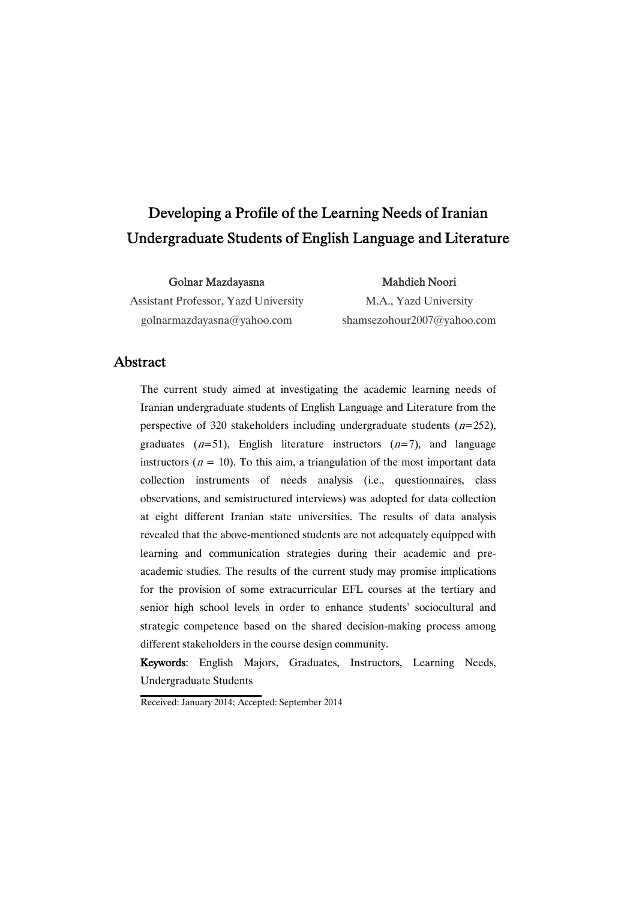# Developing a Profile of the Learning Needs of Iranian Undergraduate Students of English Language and Literature

**Golnar Mazdayasna**
Assistant Professor, Yazd University
golnarmazdayasna@yahoo.com

**Mahdieh Noori**
M.A., Yazd University
shamsezohour2007@yahoo.com

## Abstract

The current study aimed at investigating the academic learning needs of Iranian undergraduate students of English Language and Literature from the perspective of 320 stakeholders including undergraduate students ($n$=252), graduates ($n$=51), English literature instructors ($n$=7), and language instructors ($n$ = 10). To this aim, a triangulation of the most important data collection instruments of needs analysis (i.e., questionnaires, class observations, and semistructured interviews) was adopted for data collection at eight different Iranian state universities. The results of data analysis revealed that the above-mentioned students are not adequately equipped with learning and communication strategies during their academic and pre-academic studies. The results of the current study may promise implications for the provision of some extracurricular EFL courses at the tertiary and senior high school levels in order to enhance students' sociocultural and strategic competence based on the shared decision-making process among different stakeholders in the course design community.

**Keywords**: English Majors, Graduates, Instructors, Learning Needs, Undergraduate Students

Received: January 2014; Accepted: September 2014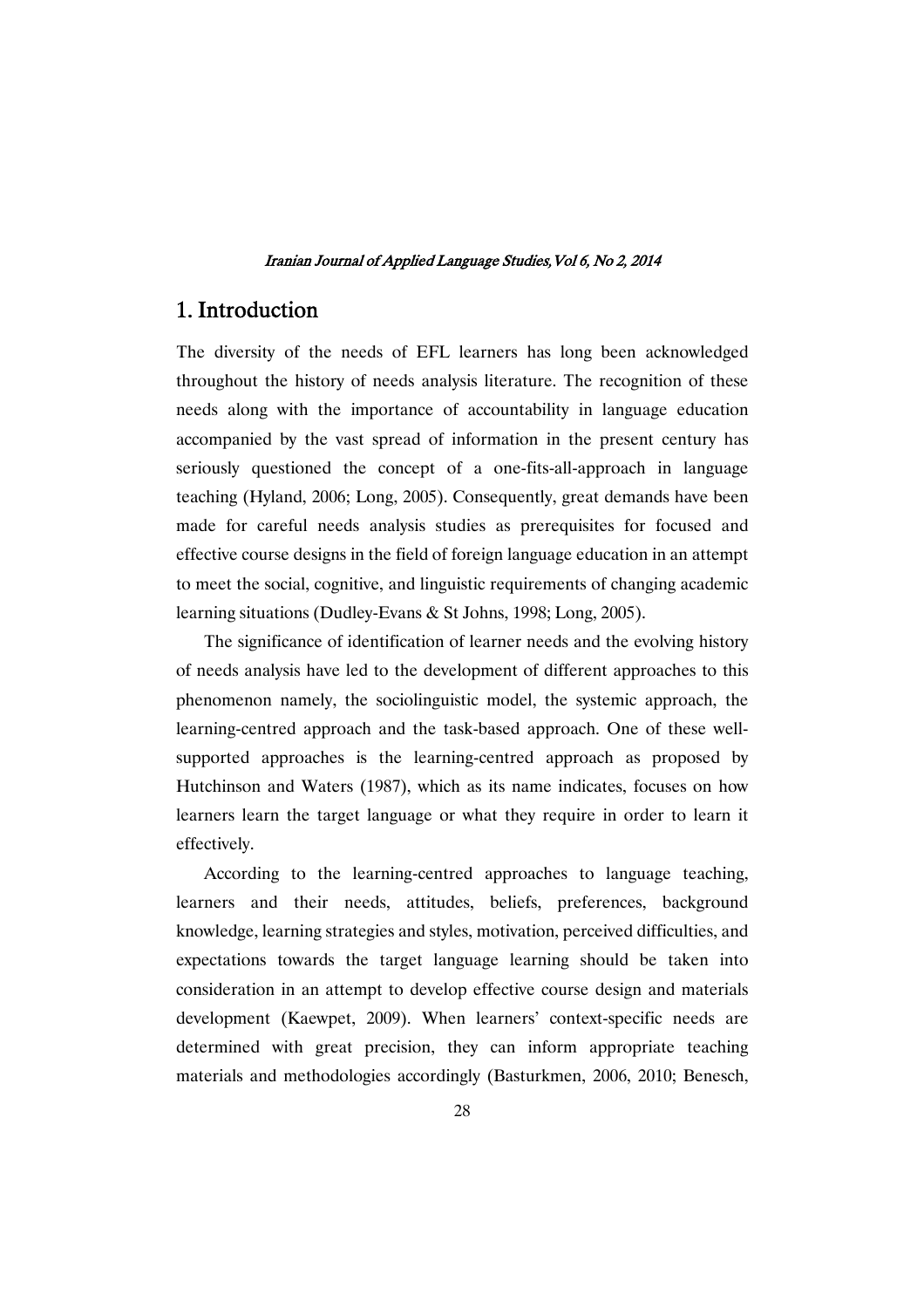## 1. Introduction

The diversity of the needs of EFL learners has long been acknowledged throughout the history of needs analysis literature. The recognition of these needs along with the importance of accountability in language education accompanied by the vast spread of information in the present century has seriously questioned the concept of a one-fits-all-approach in language teaching (Hyland, 2006; Long, 2005). Consequently, great demands have been made for careful needs analysis studies as prerequisites for focused and effective course designs in the field of foreign language education in an attempt to meet the social, cognitive, and linguistic requirements of changing academic learning situations (Dudley-Evans & St Johns, 1998; Long, 2005).

The significance of identification of learner needs and the evolving history of needs analysis have led to the development of different approaches to this phenomenon namely, the sociolinguistic model, the systemic approach, the learning-centred approach and the task-based approach. One of these well-supported approaches is the learning-centred approach as proposed by Hutchinson and Waters (1987), which as its name indicates, focuses on how learners learn the target language or what they require in order to learn it effectively.

According to the learning-centred approaches to language teaching, learners and their needs, attitudes, beliefs, preferences, background knowledge, learning strategies and styles, motivation, perceived difficulties, and expectations towards the target language learning should be taken into consideration in an attempt to develop effective course design and materials development (Kaewpet, 2009). When learners' context-specific needs are determined with great precision, they can inform appropriate teaching materials and methodologies accordingly (Basturkmen, 2006, 2010; Benesch,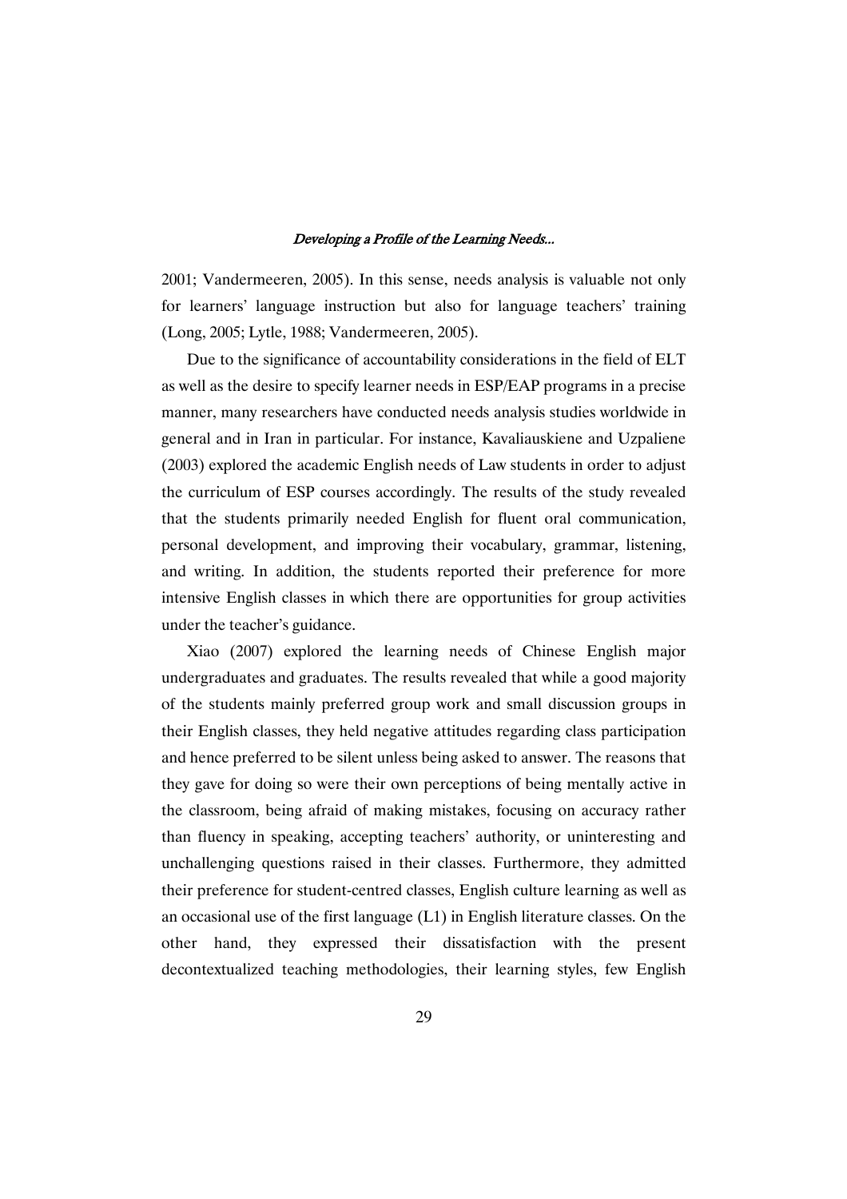2001; Vandermeeren, 2005). In this sense, needs analysis is valuable not only for learners' language instruction but also for language teachers' training (Long, 2005; Lytle, 1988; Vandermeeren, 2005).

Due to the significance of accountability considerations in the field of ELT as well as the desire to specify learner needs in ESP/EAP programs in a precise manner, many researchers have conducted needs analysis studies worldwide in general and in Iran in particular. For instance, Kavaliauskiene and Uzpaliene (2003) explored the academic English needs of Law students in order to adjust the curriculum of ESP courses accordingly. The results of the study revealed that the students primarily needed English for fluent oral communication, personal development, and improving their vocabulary, grammar, listening, and writing. In addition, the students reported their preference for more intensive English classes in which there are opportunities for group activities under the teacher's guidance.

Xiao (2007) explored the learning needs of Chinese English major undergraduates and graduates. The results revealed that while a good majority of the students mainly preferred group work and small discussion groups in their English classes, they held negative attitudes regarding class participation and hence preferred to be silent unless being asked to answer. The reasons that they gave for doing so were their own perceptions of being mentally active in the classroom, being afraid of making mistakes, focusing on accuracy rather than fluency in speaking, accepting teachers' authority, or uninteresting and unchallenging questions raised in their classes. Furthermore, they admitted their preference for student-centred classes, English culture learning as well as an occasional use of the first language (L1) in English literature classes. On the other hand, they expressed their dissatisfaction with the present decontextualized teaching methodologies, their learning styles, few English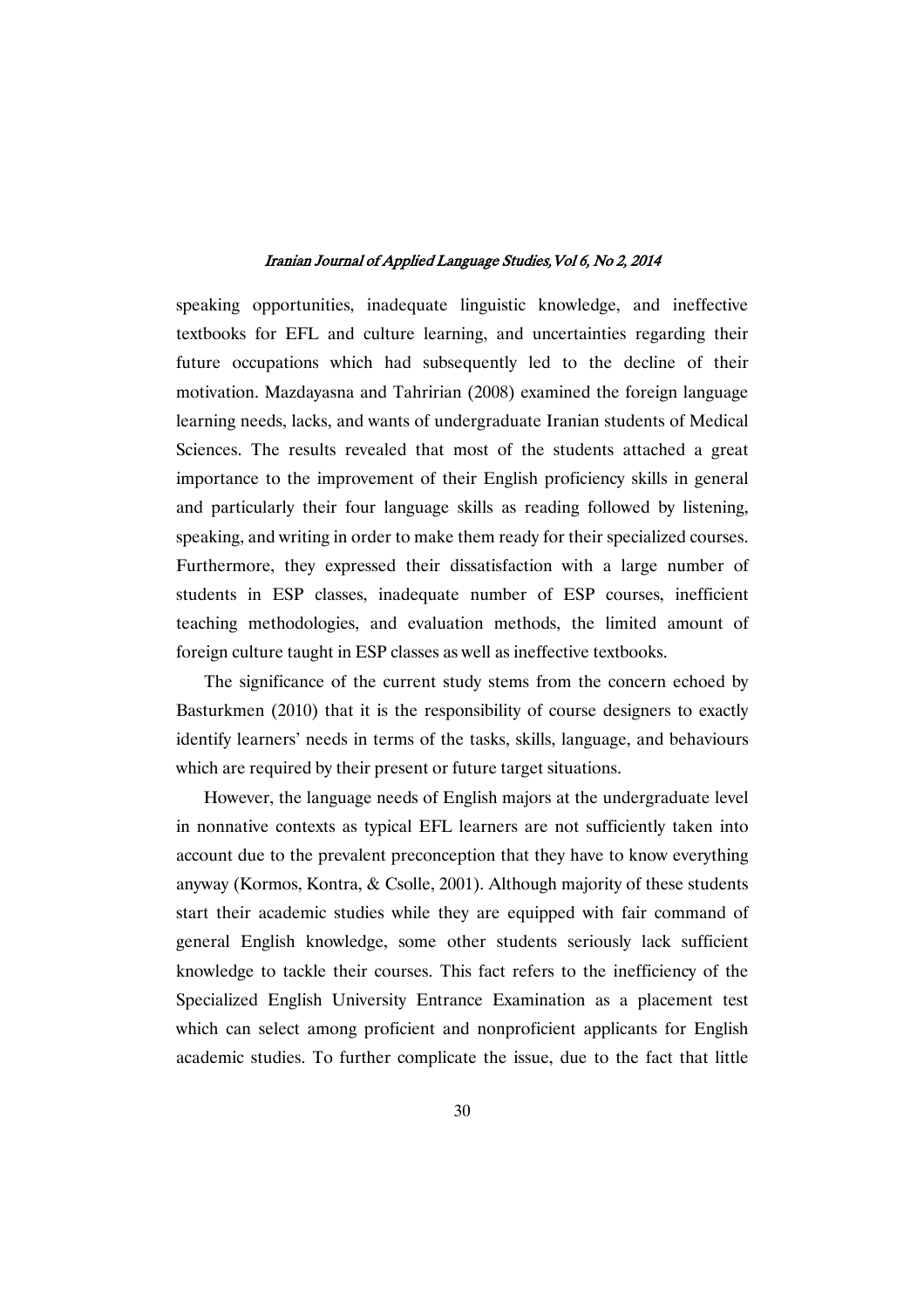speaking opportunities, inadequate linguistic knowledge, and ineffective textbooks for EFL and culture learning, and uncertainties regarding their future occupations which had subsequently led to the decline of their motivation. Mazdayasna and Tahririan (2008) examined the foreign language learning needs, lacks, and wants of undergraduate Iranian students of Medical Sciences. The results revealed that most of the students attached a great importance to the improvement of their English proficiency skills in general and particularly their four language skills as reading followed by listening, speaking, and writing in order to make them ready for their specialized courses. Furthermore, they expressed their dissatisfaction with a large number of students in ESP classes, inadequate number of ESP courses, inefficient teaching methodologies, and evaluation methods, the limited amount of foreign culture taught in ESP classes as well as ineffective textbooks.

The significance of the current study stems from the concern echoed by Basturkmen (2010) that it is the responsibility of course designers to exactly identify learners' needs in terms of the tasks, skills, language, and behaviours which are required by their present or future target situations.

However, the language needs of English majors at the undergraduate level in nonnative contexts as typical EFL learners are not sufficiently taken into account due to the prevalent preconception that they have to know everything anyway (Kormos, Kontra, & Csolle, 2001). Although majority of these students start their academic studies while they are equipped with fair command of general English knowledge, some other students seriously lack sufficient knowledge to tackle their courses. This fact refers to the inefficiency of the Specialized English University Entrance Examination as a placement test which can select among proficient and nonproficient applicants for English academic studies. To further complicate the issue, due to the fact that little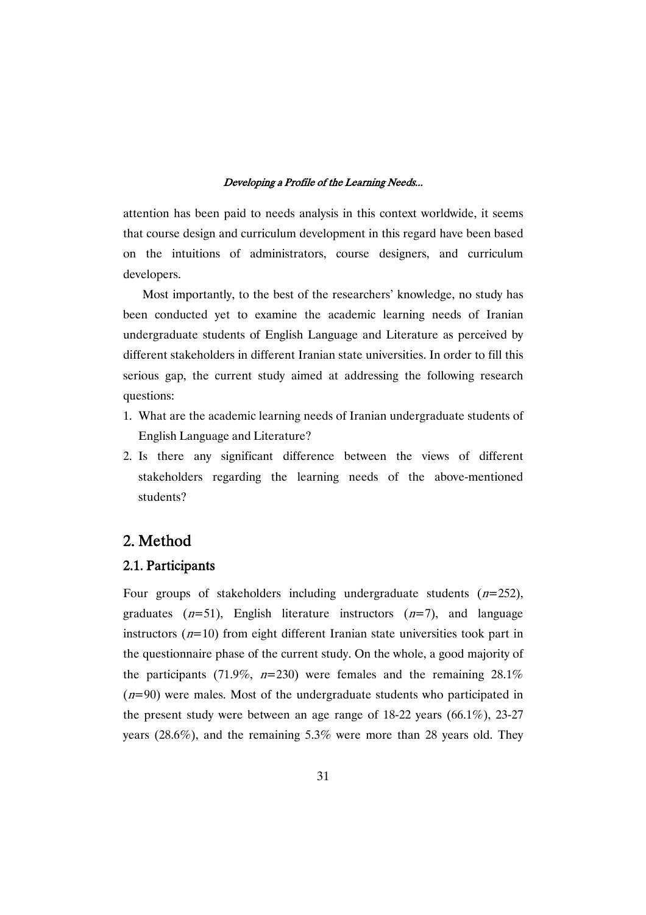attention has been paid to needs analysis in this context worldwide, it seems that course design and curriculum development in this regard have been based on the intuitions of administrators, course designers, and curriculum developers.

Most importantly, to the best of the researchers' knowledge, no study has been conducted yet to examine the academic learning needs of Iranian undergraduate students of English Language and Literature as perceived by different stakeholders in different Iranian state universities. In order to fill this serious gap, the current study aimed at addressing the following research questions:

1. What are the academic learning needs of Iranian undergraduate students of English Language and Literature?
2. Is there any significant difference between the views of different stakeholders regarding the learning needs of the above-mentioned students?

## 2. Method

### 2.1. Participants

Four groups of stakeholders including undergraduate students ($n$=252), graduates ($n$=51), English literature instructors ($n$=7), and language instructors ($n$=10) from eight different Iranian state universities took part in the questionnaire phase of the current study. On the whole, a good majority of the participants (71.9%, $n$=230) were females and the remaining 28.1% ($n$=90) were males. Most of the undergraduate students who participated in the present study were between an age range of 18-22 years (66.1%), 23-27 years (28.6%), and the remaining 5.3% were more than 28 years old. They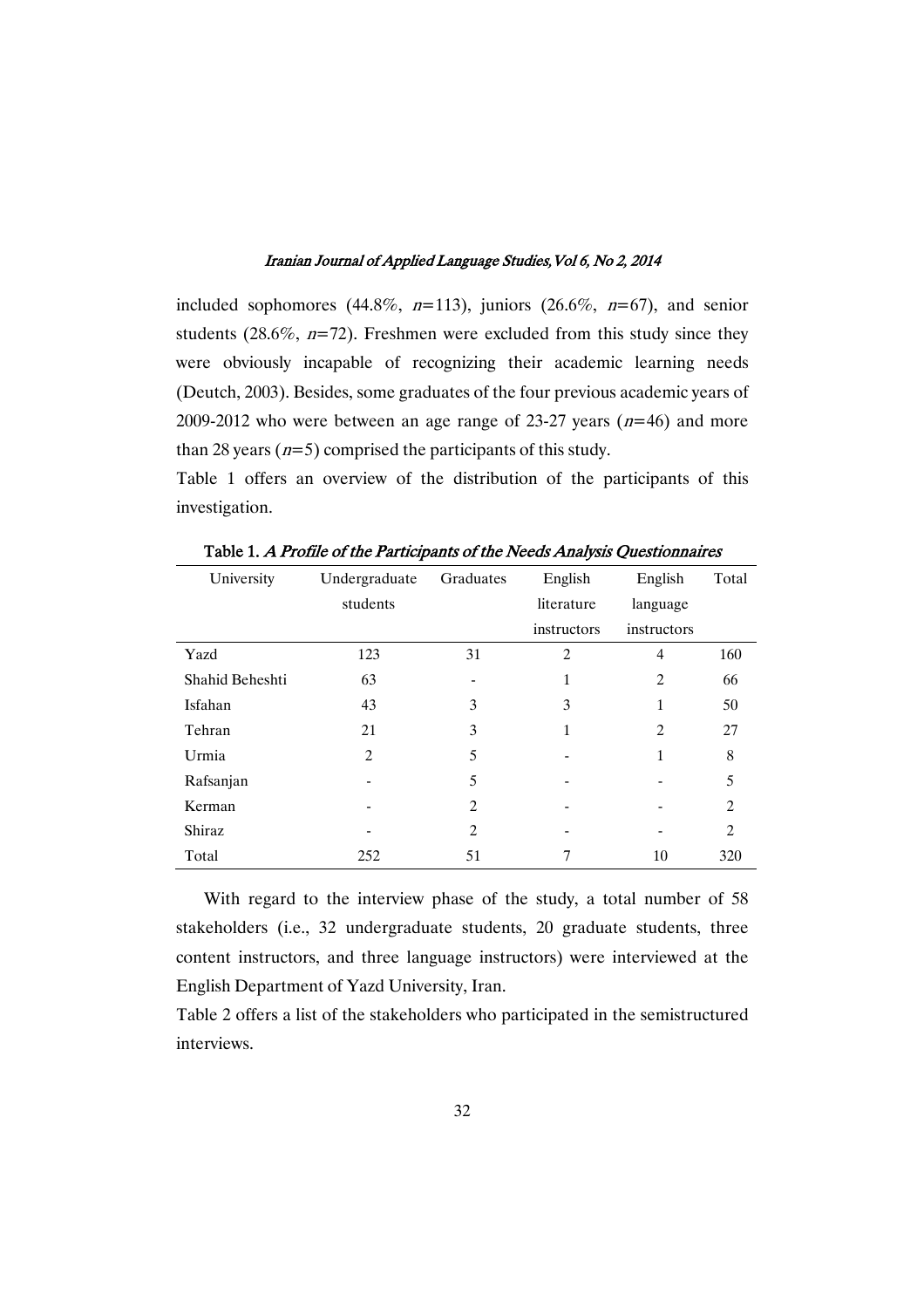included sophomores (44.8%, $n$=113), juniors (26.6%, $n$=67), and senior students (28.6%, $n$=72). Freshmen were excluded from this study since they were obviously incapable of recognizing their academic learning needs (Deutch, 2003). Besides, some graduates of the four previous academic years of 2009-2012 who were between an age range of 23-27 years ($n$=46) and more than 28 years ($n$=5) comprised the participants of this study.

Table 1 offers an overview of the distribution of the participants of this investigation.

**Table 1.** *A Profile of the Participants of the Needs Analysis Questionnaires*

| University | Undergraduate students | Graduates | English literature instructors | English language instructors | Total |
|---|---|---|---|---|---|
| Yazd | 123 | 31 | 2 | 4 | 160 |
| Shahid Beheshti | 63 | - | 1 | 2 | 66 |
| Isfahan | 43 | 3 | 3 | 1 | 50 |
| Tehran | 21 | 3 | 1 | 2 | 27 |
| Urmia | 2 | 5 | - | 1 | 8 |
| Rafsanjan | - | 5 | - | - | 5 |
| Kerman | - | 2 | - | - | 2 |
| Shiraz | - | 2 | - | - | 2 |
| Total | 252 | 51 | 7 | 10 | 320 |

With regard to the interview phase of the study, a total number of 58 stakeholders (i.e., 32 undergraduate students, 20 graduate students, three content instructors, and three language instructors) were interviewed at the English Department of Yazd University, Iran.

Table 2 offers a list of the stakeholders who participated in the semistructured interviews.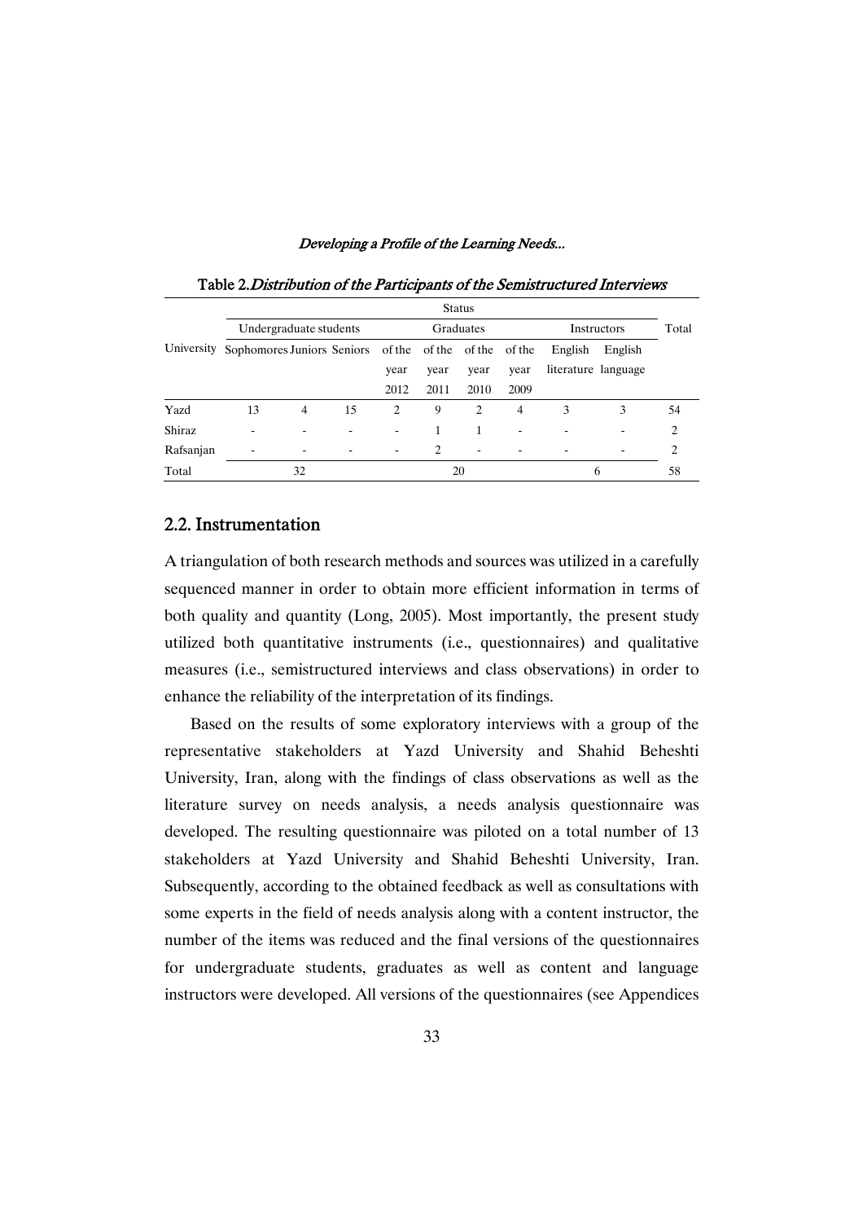Table 2. *Distribution of the Participants of the Semistructured Interviews*

| University | Status | | | | | | | | | Total |
|---|---|---|---|---|---|---|---|---|---|---|
| | Undergraduate students | | | Graduates | | | | Instructors | | |
| | Sophomores | Juniors | Seniors | of the year 2012 | of the year 2011 | of the year 2010 | of the year 2009 | English literature | English language | |
| Yazd | 13 | 4 | 15 | 2 | 9 | 2 | 4 | 3 | 3 | 54 |
| Shiraz | - | - | - | - | 1 | 1 | - | - | - | 2 |
| Rafsanjan | - | - | - | - | 2 | - | - | - | - | 2 |
| Total | 32 | | | 20 | | | | 6 | | 58 |

## 2.2. Instrumentation

A triangulation of both research methods and sources was utilized in a carefully sequenced manner in order to obtain more efficient information in terms of both quality and quantity (Long, 2005). Most importantly, the present study utilized both quantitative instruments (i.e., questionnaires) and qualitative measures (i.e., semistructured interviews and class observations) in order to enhance the reliability of the interpretation of its findings.

Based on the results of some exploratory interviews with a group of the representative stakeholders at Yazd University and Shahid Beheshti University, Iran, along with the findings of class observations as well as the literature survey on needs analysis, a needs analysis questionnaire was developed. The resulting questionnaire was piloted on a total number of 13 stakeholders at Yazd University and Shahid Beheshti University, Iran. Subsequently, according to the obtained feedback as well as consultations with some experts in the field of needs analysis along with a content instructor, the number of the items was reduced and the final versions of the questionnaires for undergraduate students, graduates as well as content and language instructors were developed. All versions of the questionnaires (see Appendices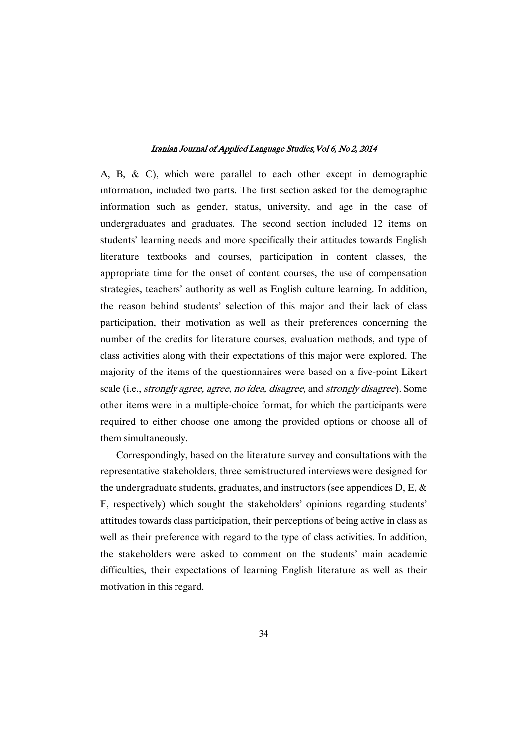A, B, & C), which were parallel to each other except in demographic information, included two parts. The first section asked for the demographic information such as gender, status, university, and age in the case of undergraduates and graduates. The second section included 12 items on students' learning needs and more specifically their attitudes towards English literature textbooks and courses, participation in content classes, the appropriate time for the onset of content courses, the use of compensation strategies, teachers' authority as well as English culture learning. In addition, the reason behind students' selection of this major and their lack of class participation, their motivation as well as their preferences concerning the number of the credits for literature courses, evaluation methods, and type of class activities along with their expectations of this major were explored. The majority of the items of the questionnaires were based on a five-point Likert scale (i.e., *strongly agree, agree, no idea, disagree,* and *strongly disagree*). Some other items were in a multiple-choice format, for which the participants were required to either choose one among the provided options or choose all of them simultaneously.

Correspondingly, based on the literature survey and consultations with the representative stakeholders, three semistructured interviews were designed for the undergraduate students, graduates, and instructors (see appendices D, E, & F, respectively) which sought the stakeholders' opinions regarding students' attitudes towards class participation, their perceptions of being active in class as well as their preference with regard to the type of class activities. In addition, the stakeholders were asked to comment on the students' main academic difficulties, their expectations of learning English literature as well as their motivation in this regard.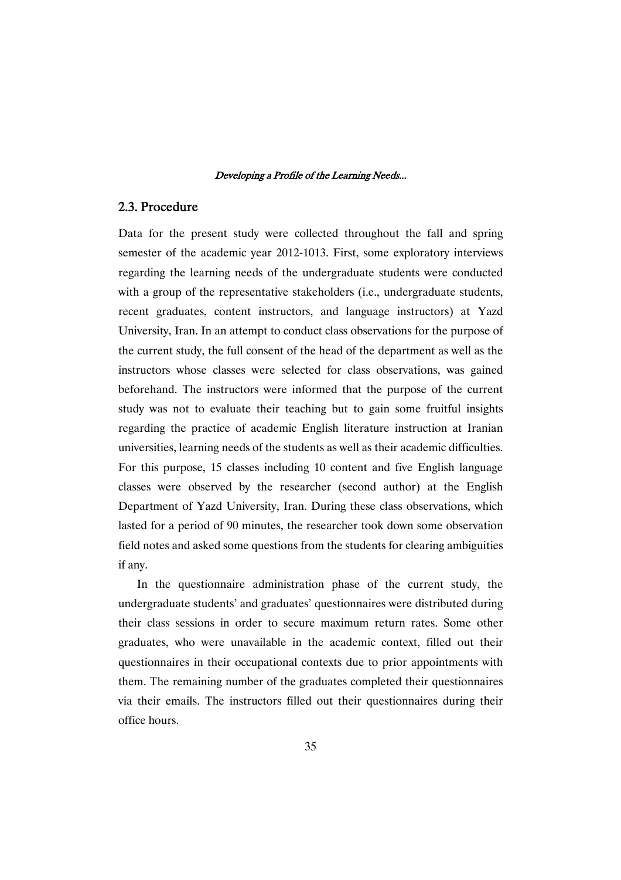## 2.3. Procedure

Data for the present study were collected throughout the fall and spring semester of the academic year 2012-1013. First, some exploratory interviews regarding the learning needs of the undergraduate students were conducted with a group of the representative stakeholders (i.e., undergraduate students, recent graduates, content instructors, and language instructors) at Yazd University, Iran. In an attempt to conduct class observations for the purpose of the current study, the full consent of the head of the department as well as the instructors whose classes were selected for class observations, was gained beforehand. The instructors were informed that the purpose of the current study was not to evaluate their teaching but to gain some fruitful insights regarding the practice of academic English literature instruction at Iranian universities, learning needs of the students as well as their academic difficulties. For this purpose, 15 classes including 10 content and five English language classes were observed by the researcher (second author) at the English Department of Yazd University, Iran. During these class observations, which lasted for a period of 90 minutes, the researcher took down some observation field notes and asked some questions from the students for clearing ambiguities if any.

In the questionnaire administration phase of the current study, the undergraduate students' and graduates' questionnaires were distributed during their class sessions in order to secure maximum return rates. Some other graduates, who were unavailable in the academic context, filled out their questionnaires in their occupational contexts due to prior appointments with them. The remaining number of the graduates completed their questionnaires via their emails. The instructors filled out their questionnaires during their office hours.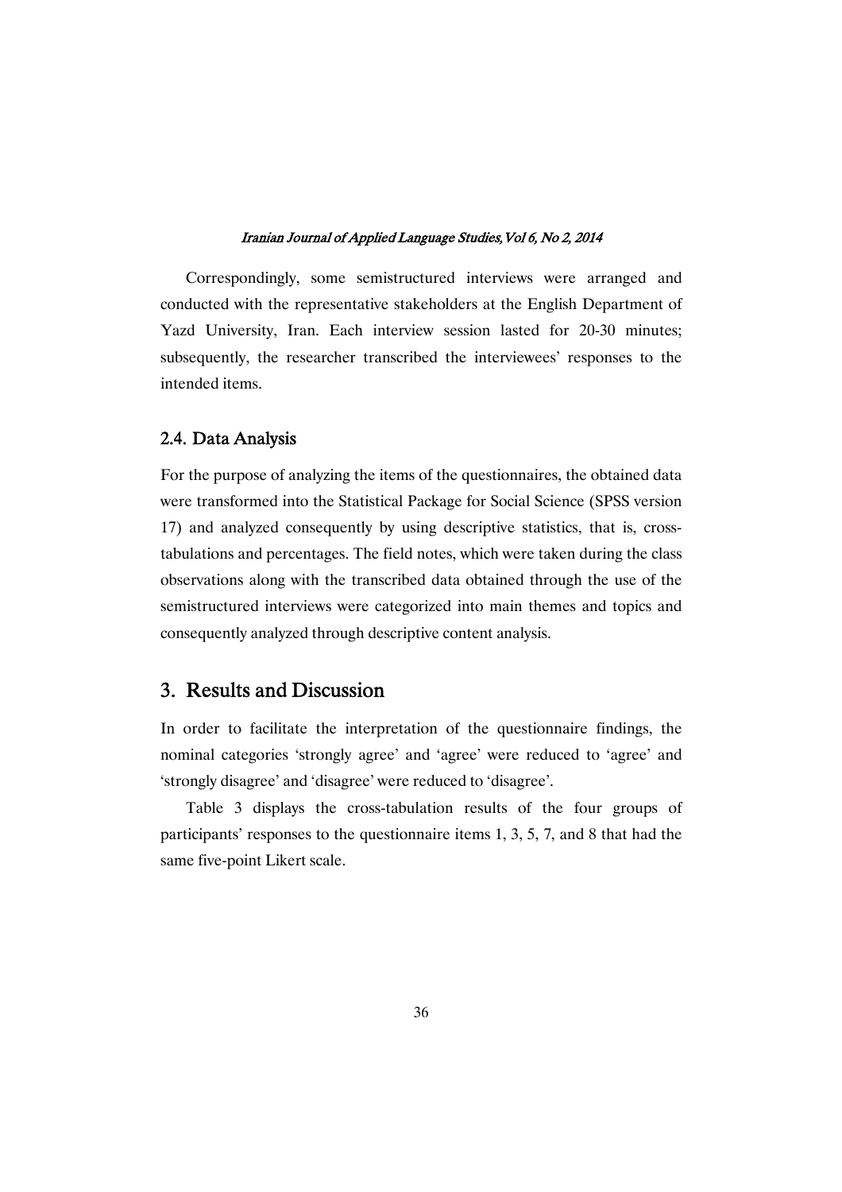Correspondingly, some semistructured interviews were arranged and conducted with the representative stakeholders at the English Department of Yazd University, Iran. Each interview session lasted for 20-30 minutes; subsequently, the researcher transcribed the interviewees' responses to the intended items.

### 2.4. Data Analysis

For the purpose of analyzing the items of the questionnaires, the obtained data were transformed into the Statistical Package for Social Science (SPSS version 17) and analyzed consequently by using descriptive statistics, that is, cross-tabulations and percentages. The field notes, which were taken during the class observations along with the transcribed data obtained through the use of the semistructured interviews were categorized into main themes and topics and consequently analyzed through descriptive content analysis.

## 3. Results and Discussion

In order to facilitate the interpretation of the questionnaire findings, the nominal categories 'strongly agree' and 'agree' were reduced to 'agree' and 'strongly disagree' and 'disagree' were reduced to 'disagree'.

Table 3 displays the cross-tabulation results of the four groups of participants' responses to the questionnaire items 1, 3, 5, 7, and 8 that had the same five-point Likert scale.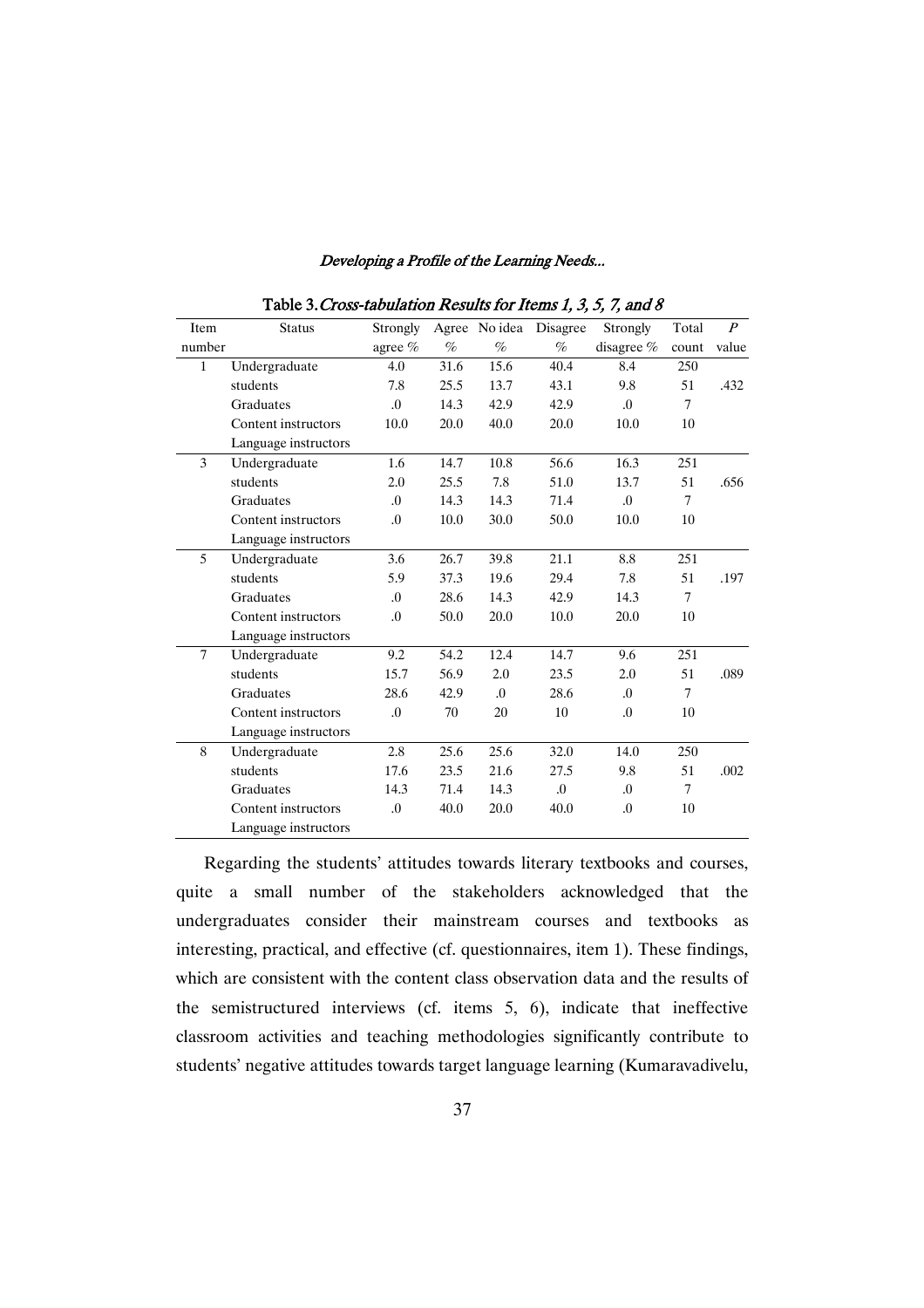Table 3. *Cross-tabulation Results for Items 1, 3, 5, 7, and 8*

| Item number | Status | Strongly agree % | Agree % | No idea % | Disagree % | Strongly disagree % | Total count | *P* value |
|---|---|---|---|---|---|---|---|---|
| 1 | Undergraduate students | 4.0 | 31.6 | 15.6 | 40.4 | 8.4 | 250 | |
| | Graduates | 7.8 | 25.5 | 13.7 | 43.1 | 9.8 | 51 | .432 |
| | Content instructors | .0 | 14.3 | 42.9 | 42.9 | .0 | 7 | |
| | Language instructors | 10.0 | 20.0 | 40.0 | 20.0 | 10.0 | 10 | |
| 3 | Undergraduate students | 1.6 | 14.7 | 10.8 | 56.6 | 16.3 | 251 | |
| | Graduates | 2.0 | 25.5 | 7.8 | 51.0 | 13.7 | 51 | .656 |
| | Content instructors | .0 | 14.3 | 14.3 | 71.4 | .0 | 7 | |
| | Language instructors | .0 | 10.0 | 30.0 | 50.0 | 10.0 | 10 | |
| 5 | Undergraduate students | 3.6 | 26.7 | 39.8 | 21.1 | 8.8 | 251 | |
| | Graduates | 5.9 | 37.3 | 19.6 | 29.4 | 7.8 | 51 | .197 |
| | Content instructors | .0 | 28.6 | 14.3 | 42.9 | 14.3 | 7 | |
| | Language instructors | .0 | 50.0 | 20.0 | 10.0 | 20.0 | 10 | |
| 7 | Undergraduate students | 9.2 | 54.2 | 12.4 | 14.7 | 9.6 | 251 | |
| | Graduates | 15.7 | 56.9 | 2.0 | 23.5 | 2.0 | 51 | .089 |
| | Content instructors | 28.6 | 42.9 | .0 | 28.6 | .0 | 7 | |
| | Language instructors | .0 | 70 | 20 | 10 | .0 | 10 | |
| 8 | Undergraduate students | 2.8 | 25.6 | 25.6 | 32.0 | 14.0 | 250 | |
| | Graduates | 17.6 | 23.5 | 21.6 | 27.5 | 9.8 | 51 | .002 |
| | Content instructors | 14.3 | 71.4 | 14.3 | .0 | .0 | 7 | |
| | Language instructors | .0 | 40.0 | 20.0 | 40.0 | .0 | 10 | |

Regarding the students' attitudes towards literary textbooks and courses, quite a small number of the stakeholders acknowledged that the undergraduates consider their mainstream courses and textbooks as interesting, practical, and effective (cf. questionnaires, item 1). These findings, which are consistent with the content class observation data and the results of the semistructured interviews (cf. items 5, 6), indicate that ineffective classroom activities and teaching methodologies significantly contribute to students' negative attitudes towards target language learning (Kumaravadivelu,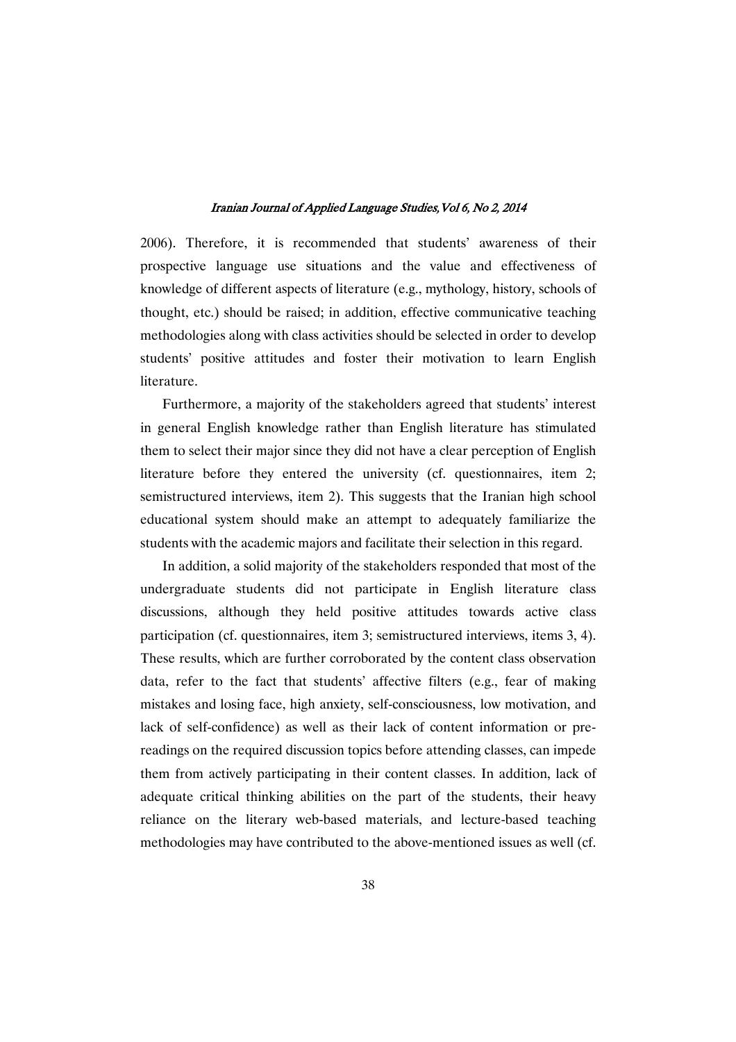2006). Therefore, it is recommended that students' awareness of their prospective language use situations and the value and effectiveness of knowledge of different aspects of literature (e.g., mythology, history, schools of thought, etc.) should be raised; in addition, effective communicative teaching methodologies along with class activities should be selected in order to develop students' positive attitudes and foster their motivation to learn English literature.

Furthermore, a majority of the stakeholders agreed that students' interest in general English knowledge rather than English literature has stimulated them to select their major since they did not have a clear perception of English literature before they entered the university (cf. questionnaires, item 2; semistructured interviews, item 2). This suggests that the Iranian high school educational system should make an attempt to adequately familiarize the students with the academic majors and facilitate their selection in this regard.

In addition, a solid majority of the stakeholders responded that most of the undergraduate students did not participate in English literature class discussions, although they held positive attitudes towards active class participation (cf. questionnaires, item 3; semistructured interviews, items 3, 4). These results, which are further corroborated by the content class observation data, refer to the fact that students' affective filters (e.g., fear of making mistakes and losing face, high anxiety, self-consciousness, low motivation, and lack of self-confidence) as well as their lack of content information or pre-readings on the required discussion topics before attending classes, can impede them from actively participating in their content classes. In addition, lack of adequate critical thinking abilities on the part of the students, their heavy reliance on the literary web-based materials, and lecture-based teaching methodologies may have contributed to the above-mentioned issues as well (cf.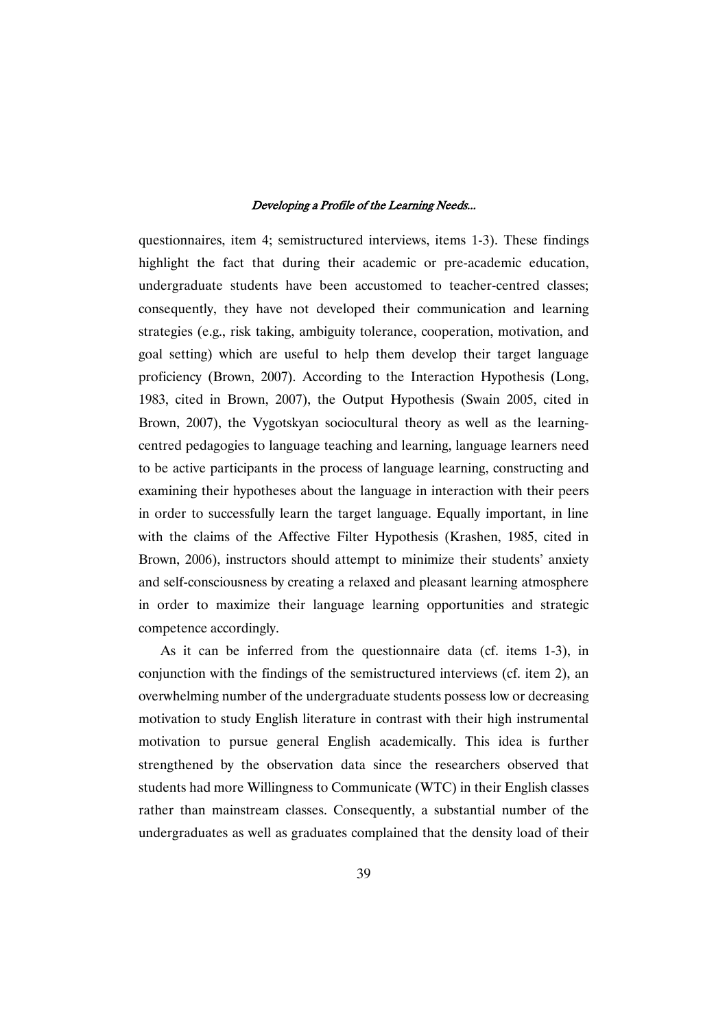questionnaires, item 4; semistructured interviews, items 1-3). These findings highlight the fact that during their academic or pre-academic education, undergraduate students have been accustomed to teacher-centred classes; consequently, they have not developed their communication and learning strategies (e.g., risk taking, ambiguity tolerance, cooperation, motivation, and goal setting) which are useful to help them develop their target language proficiency (Brown, 2007). According to the Interaction Hypothesis (Long, 1983, cited in Brown, 2007), the Output Hypothesis (Swain 2005, cited in Brown, 2007), the Vygotskyan sociocultural theory as well as the learning-centred pedagogies to language teaching and learning, language learners need to be active participants in the process of language learning, constructing and examining their hypotheses about the language in interaction with their peers in order to successfully learn the target language. Equally important, in line with the claims of the Affective Filter Hypothesis (Krashen, 1985, cited in Brown, 2006), instructors should attempt to minimize their students' anxiety and self-consciousness by creating a relaxed and pleasant learning atmosphere in order to maximize their language learning opportunities and strategic competence accordingly.

As it can be inferred from the questionnaire data (cf. items 1-3), in conjunction with the findings of the semistructured interviews (cf. item 2), an overwhelming number of the undergraduate students possess low or decreasing motivation to study English literature in contrast with their high instrumental motivation to pursue general English academically. This idea is further strengthened by the observation data since the researchers observed that students had more Willingness to Communicate (WTC) in their English classes rather than mainstream classes. Consequently, a substantial number of the undergraduates as well as graduates complained that the density load of their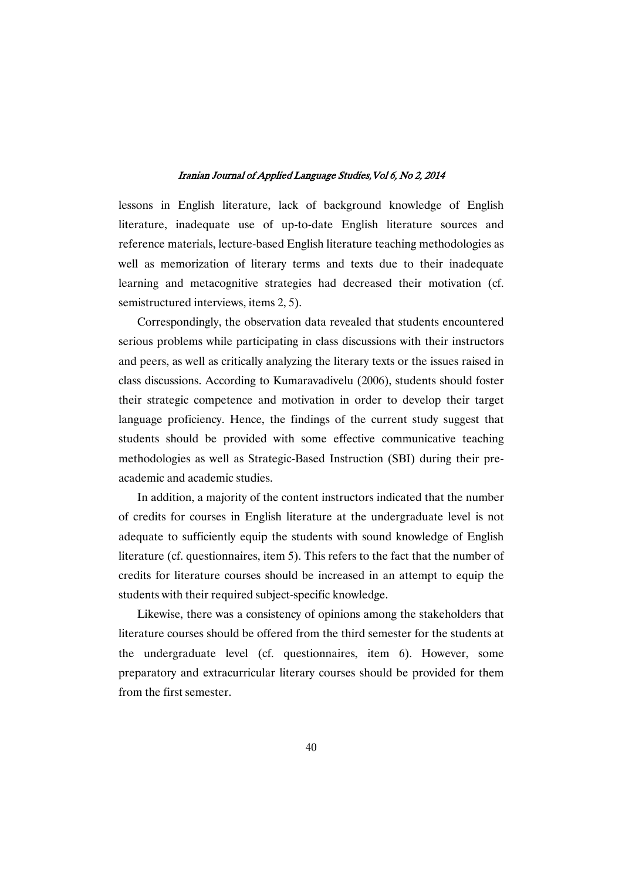lessons in English literature, lack of background knowledge of English literature, inadequate use of up-to-date English literature sources and reference materials, lecture-based English literature teaching methodologies as well as memorization of literary terms and texts due to their inadequate learning and metacognitive strategies had decreased their motivation (cf. semistructured interviews, items 2, 5).

Correspondingly, the observation data revealed that students encountered serious problems while participating in class discussions with their instructors and peers, as well as critically analyzing the literary texts or the issues raised in class discussions. According to Kumaravadivelu (2006), students should foster their strategic competence and motivation in order to develop their target language proficiency. Hence, the findings of the current study suggest that students should be provided with some effective communicative teaching methodologies as well as Strategic-Based Instruction (SBI) during their pre-academic and academic studies.

In addition, a majority of the content instructors indicated that the number of credits for courses in English literature at the undergraduate level is not adequate to sufficiently equip the students with sound knowledge of English literature (cf. questionnaires, item 5). This refers to the fact that the number of credits for literature courses should be increased in an attempt to equip the students with their required subject-specific knowledge.

Likewise, there was a consistency of opinions among the stakeholders that literature courses should be offered from the third semester for the students at the undergraduate level (cf. questionnaires, item 6). However, some preparatory and extracurricular literary courses should be provided for them from the first semester.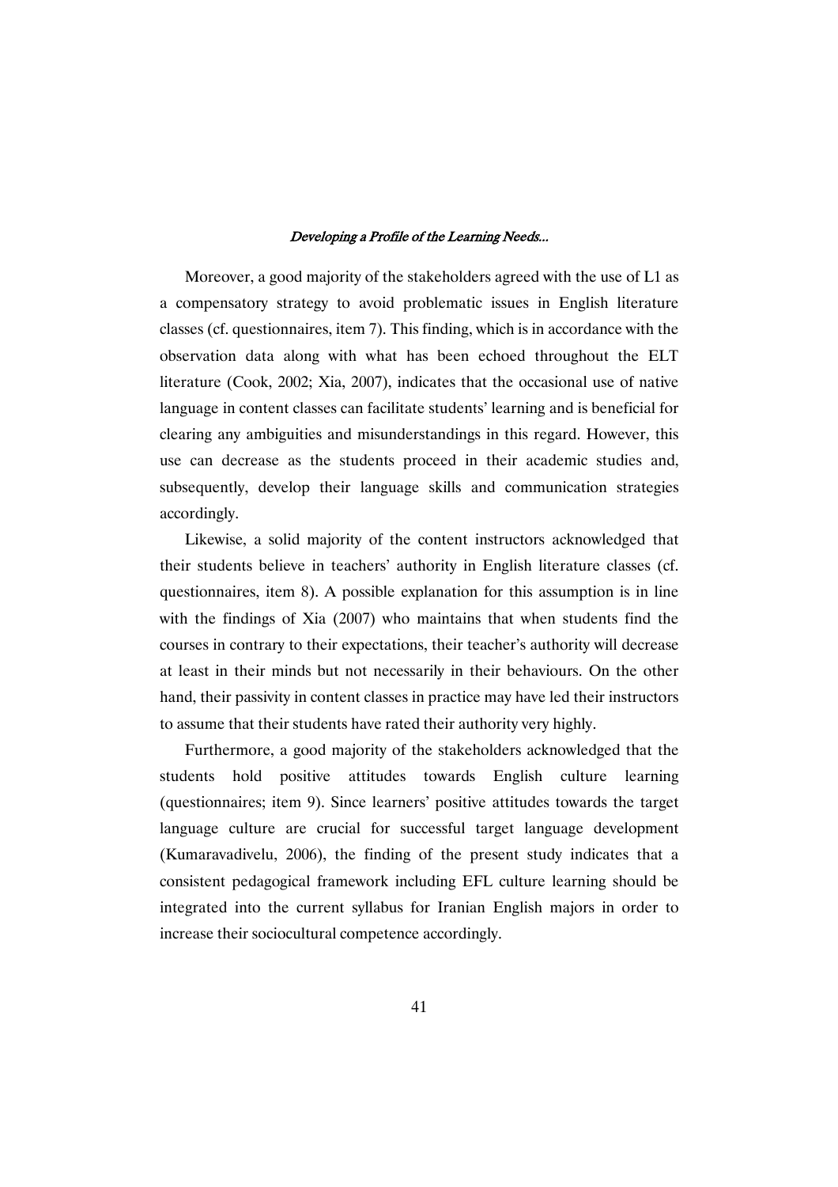Moreover, a good majority of the stakeholders agreed with the use of L1 as a compensatory strategy to avoid problematic issues in English literature classes (cf. questionnaires, item 7). This finding, which is in accordance with the observation data along with what has been echoed throughout the ELT literature (Cook, 2002; Xia, 2007), indicates that the occasional use of native language in content classes can facilitate students' learning and is beneficial for clearing any ambiguities and misunderstandings in this regard. However, this use can decrease as the students proceed in their academic studies and, subsequently, develop their language skills and communication strategies accordingly.

Likewise, a solid majority of the content instructors acknowledged that their students believe in teachers' authority in English literature classes (cf. questionnaires, item 8). A possible explanation for this assumption is in line with the findings of Xia (2007) who maintains that when students find the courses in contrary to their expectations, their teacher's authority will decrease at least in their minds but not necessarily in their behaviours. On the other hand, their passivity in content classes in practice may have led their instructors to assume that their students have rated their authority very highly.

Furthermore, a good majority of the stakeholders acknowledged that the students hold positive attitudes towards English culture learning (questionnaires; item 9). Since learners' positive attitudes towards the target language culture are crucial for successful target language development (Kumaravadivelu, 2006), the finding of the present study indicates that a consistent pedagogical framework including EFL culture learning should be integrated into the current syllabus for Iranian English majors in order to increase their sociocultural competence accordingly.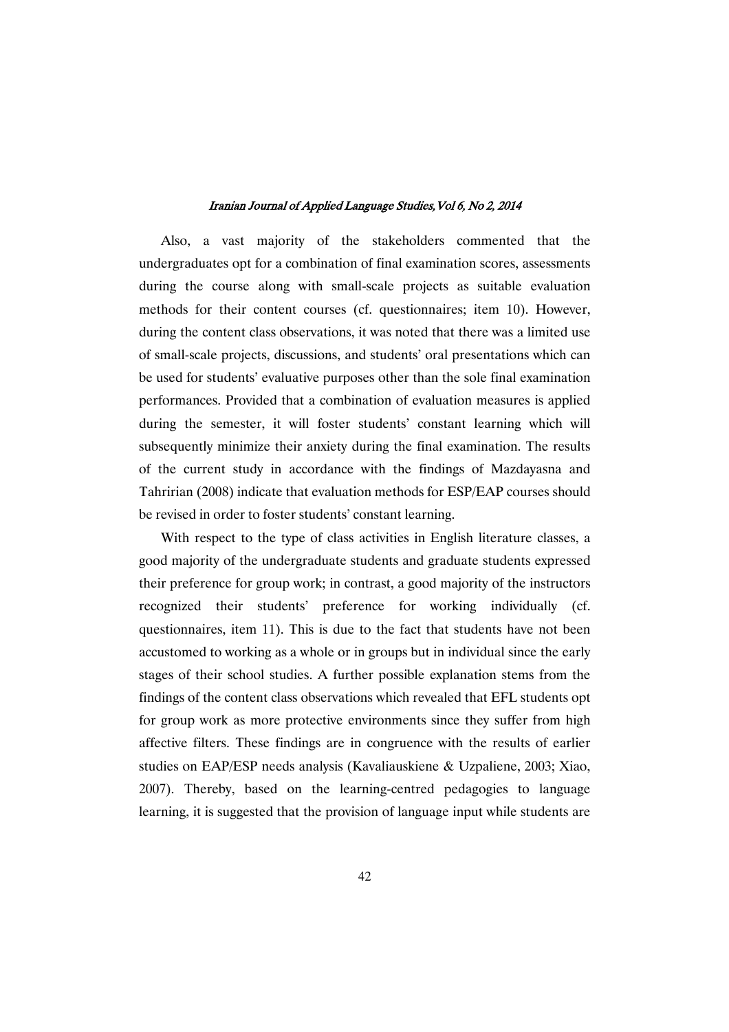Also, a vast majority of the stakeholders commented that the undergraduates opt for a combination of final examination scores, assessments during the course along with small-scale projects as suitable evaluation methods for their content courses (cf. questionnaires; item 10). However, during the content class observations, it was noted that there was a limited use of small-scale projects, discussions, and students' oral presentations which can be used for students' evaluative purposes other than the sole final examination performances. Provided that a combination of evaluation measures is applied during the semester, it will foster students' constant learning which will subsequently minimize their anxiety during the final examination. The results of the current study in accordance with the findings of Mazdayasna and Tahririan (2008) indicate that evaluation methods for ESP/EAP courses should be revised in order to foster students' constant learning.

With respect to the type of class activities in English literature classes, a good majority of the undergraduate students and graduate students expressed their preference for group work; in contrast, a good majority of the instructors recognized their students' preference for working individually (cf. questionnaires, item 11). This is due to the fact that students have not been accustomed to working as a whole or in groups but in individual since the early stages of their school studies. A further possible explanation stems from the findings of the content class observations which revealed that EFL students opt for group work as more protective environments since they suffer from high affective filters. These findings are in congruence with the results of earlier studies on EAP/ESP needs analysis (Kavaliauskiene & Uzpaliene, 2003; Xiao, 2007). Thereby, based on the learning-centred pedagogies to language learning, it is suggested that the provision of language input while students are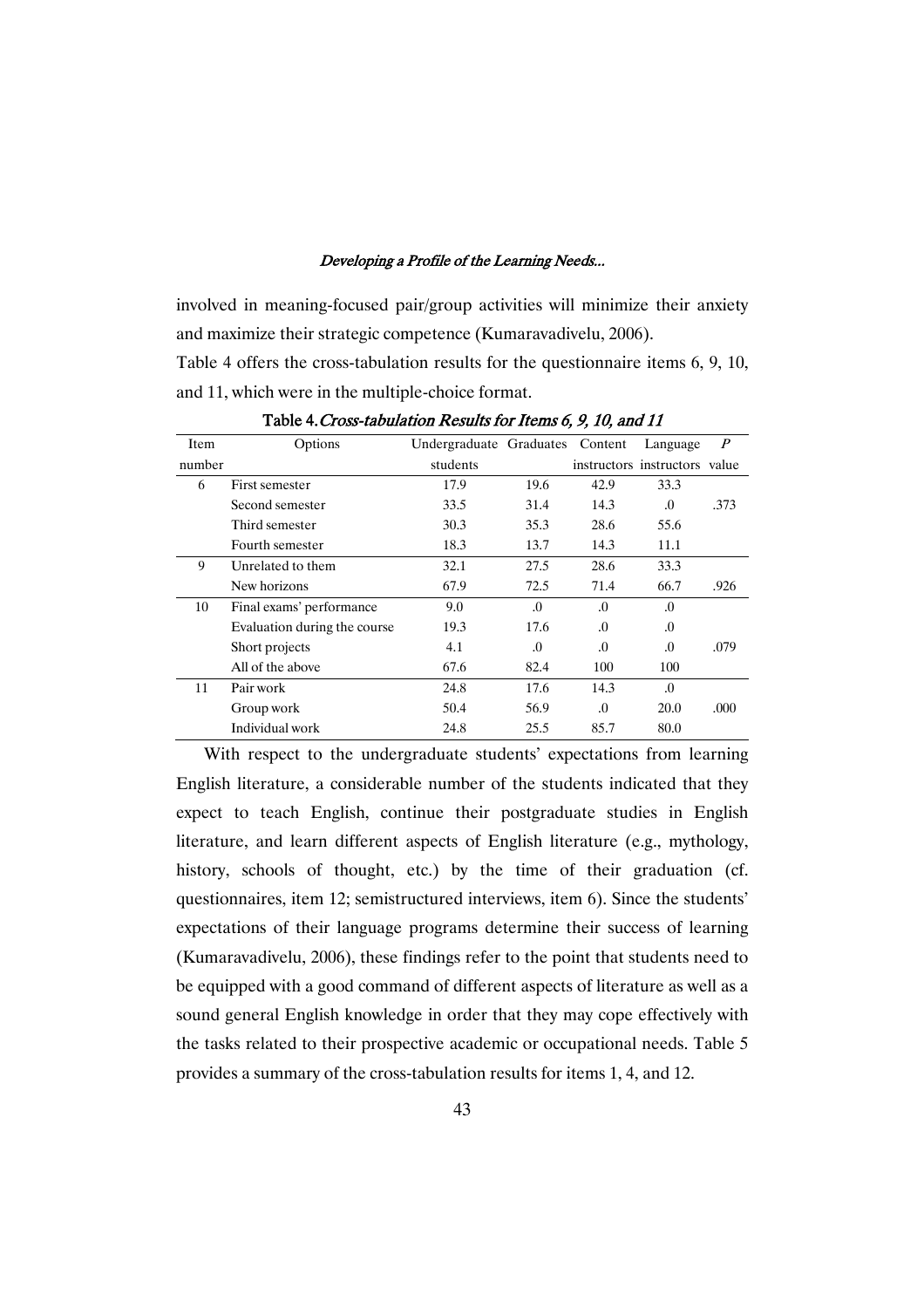involved in meaning-focused pair/group activities will minimize their anxiety and maximize their strategic competence (Kumaravadivelu, 2006).

Table 4 offers the cross-tabulation results for the questionnaire items 6, 9, 10, and 11, which were in the multiple-choice format.

Table 4. *Cross-tabulation Results for Items 6, 9, 10, and 11*

| Item number | Options | Undergraduate students | Graduates | Content instructors | Language instructors | *P* value |
|---|---|---|---|---|---|---|
| 6 | First semester | 17.9 | 19.6 | 42.9 | 33.3 | |
| | Second semester | 33.5 | 31.4 | 14.3 | .0 | .373 |
| | Third semester | 30.3 | 35.3 | 28.6 | 55.6 | |
| | Fourth semester | 18.3 | 13.7 | 14.3 | 11.1 | |
| 9 | Unrelated to them | 32.1 | 27.5 | 28.6 | 33.3 | |
| | New horizons | 67.9 | 72.5 | 71.4 | 66.7 | .926 |
| 10 | Final exams' performance | 9.0 | .0 | .0 | .0 | |
| | Evaluation during the course | 19.3 | 17.6 | .0 | .0 | |
| | Short projects | 4.1 | .0 | .0 | .0 | .079 |
| | All of the above | 67.6 | 82.4 | 100 | 100 | |
| 11 | Pair work | 24.8 | 17.6 | 14.3 | .0 | |
| | Group work | 50.4 | 56.9 | .0 | 20.0 | .000 |
| | Individual work | 24.8 | 25.5 | 85.7 | 80.0 | |

With respect to the undergraduate students' expectations from learning English literature, a considerable number of the students indicated that they expect to teach English, continue their postgraduate studies in English literature, and learn different aspects of English literature (e.g., mythology, history, schools of thought, etc.) by the time of their graduation (cf. questionnaires, item 12; semistructured interviews, item 6). Since the students' expectations of their language programs determine their success of learning (Kumaravadivelu, 2006), these findings refer to the point that students need to be equipped with a good command of different aspects of literature as well as a sound general English knowledge in order that they may cope effectively with the tasks related to their prospective academic or occupational needs. Table 5 provides a summary of the cross-tabulation results for items 1, 4, and 12.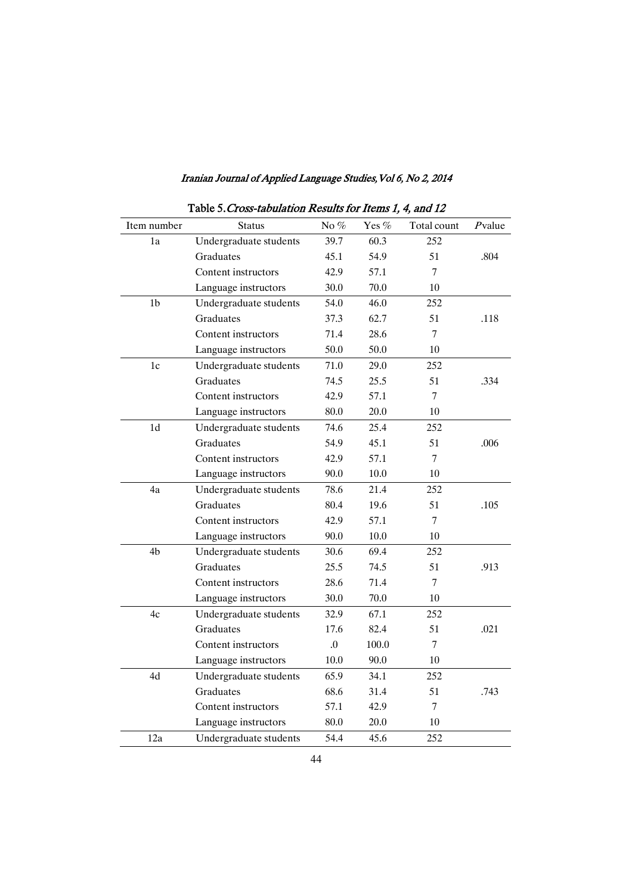Table 5. *Cross-tabulation Results for Items 1, 4, and 12*

| Item number | Status | No % | Yes % | Total count | *P* value |
|---|---|---|---|---|---|
| 1a | Undergraduate students | 39.7 | 60.3 | 252 | |
| | Graduates | 45.1 | 54.9 | 51 | .804 |
| | Content instructors | 42.9 | 57.1 | 7 | |
| | Language instructors | 30.0 | 70.0 | 10 | |
| 1b | Undergraduate students | 54.0 | 46.0 | 252 | |
| | Graduates | 37.3 | 62.7 | 51 | .118 |
| | Content instructors | 71.4 | 28.6 | 7 | |
| | Language instructors | 50.0 | 50.0 | 10 | |
| 1c | Undergraduate students | 71.0 | 29.0 | 252 | |
| | Graduates | 74.5 | 25.5 | 51 | .334 |
| | Content instructors | 42.9 | 57.1 | 7 | |
| | Language instructors | 80.0 | 20.0 | 10 | |
| 1d | Undergraduate students | 74.6 | 25.4 | 252 | |
| | Graduates | 54.9 | 45.1 | 51 | .006 |
| | Content instructors | 42.9 | 57.1 | 7 | |
| | Language instructors | 90.0 | 10.0 | 10 | |
| 4a | Undergraduate students | 78.6 | 21.4 | 252 | |
| | Graduates | 80.4 | 19.6 | 51 | .105 |
| | Content instructors | 42.9 | 57.1 | 7 | |
| | Language instructors | 90.0 | 10.0 | 10 | |
| 4b | Undergraduate students | 30.6 | 69.4 | 252 | |
| | Graduates | 25.5 | 74.5 | 51 | .913 |
| | Content instructors | 28.6 | 71.4 | 7 | |
| | Language instructors | 30.0 | 70.0 | 10 | |
| 4c | Undergraduate students | 32.9 | 67.1 | 252 | |
| | Graduates | 17.6 | 82.4 | 51 | .021 |
| | Content instructors | .0 | 100.0 | 7 | |
| | Language instructors | 10.0 | 90.0 | 10 | |
| 4d | Undergraduate students | 65.9 | 34.1 | 252 | |
| | Graduates | 68.6 | 31.4 | 51 | .743 |
| | Content instructors | 57.1 | 42.9 | 7 | |
| | Language instructors | 80.0 | 20.0 | 10 | |
| 12a | Undergraduate students | 54.4 | 45.6 | 252 | |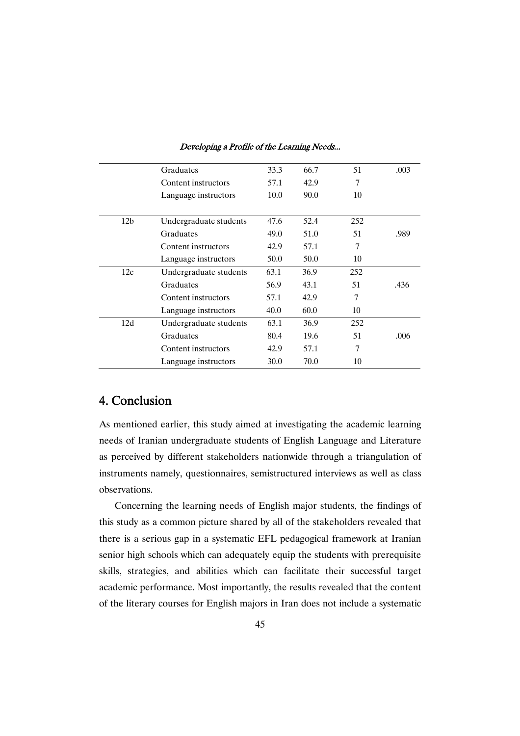| | | | | | |
|---|---|---|---|---|---|
| | Graduates | 33.3 | 66.7 | 51 | .003 |
| | Content instructors | 57.1 | 42.9 | 7 | |
| | Language instructors | 10.0 | 90.0 | 10 | |
| 12b | Undergraduate students | 47.6 | 52.4 | 252 | |
| | Graduates | 49.0 | 51.0 | 51 | .989 |
| | Content instructors | 42.9 | 57.1 | 7 | |
| | Language instructors | 50.0 | 50.0 | 10 | |
| 12c | Undergraduate students | 63.1 | 36.9 | 252 | |
| | Graduates | 56.9 | 43.1 | 51 | .436 |
| | Content instructors | 57.1 | 42.9 | 7 | |
| | Language instructors | 40.0 | 60.0 | 10 | |
| 12d | Undergraduate students | 63.1 | 36.9 | 252 | |
| | Graduates | 80.4 | 19.6 | 51 | .006 |
| | Content instructors | 42.9 | 57.1 | 7 | |
| | Language instructors | 30.0 | 70.0 | 10 | |

## 4. Conclusion

As mentioned earlier, this study aimed at investigating the academic learning needs of Iranian undergraduate students of English Language and Literature as perceived by different stakeholders nationwide through a triangulation of instruments namely, questionnaires, semistructured interviews as well as class observations.

Concerning the learning needs of English major students, the findings of this study as a common picture shared by all of the stakeholders revealed that there is a serious gap in a systematic EFL pedagogical framework at Iranian senior high schools which can adequately equip the students with prerequisite skills, strategies, and abilities which can facilitate their successful target academic performance. Most importantly, the results revealed that the content of the literary courses for English majors in Iran does not include a systematic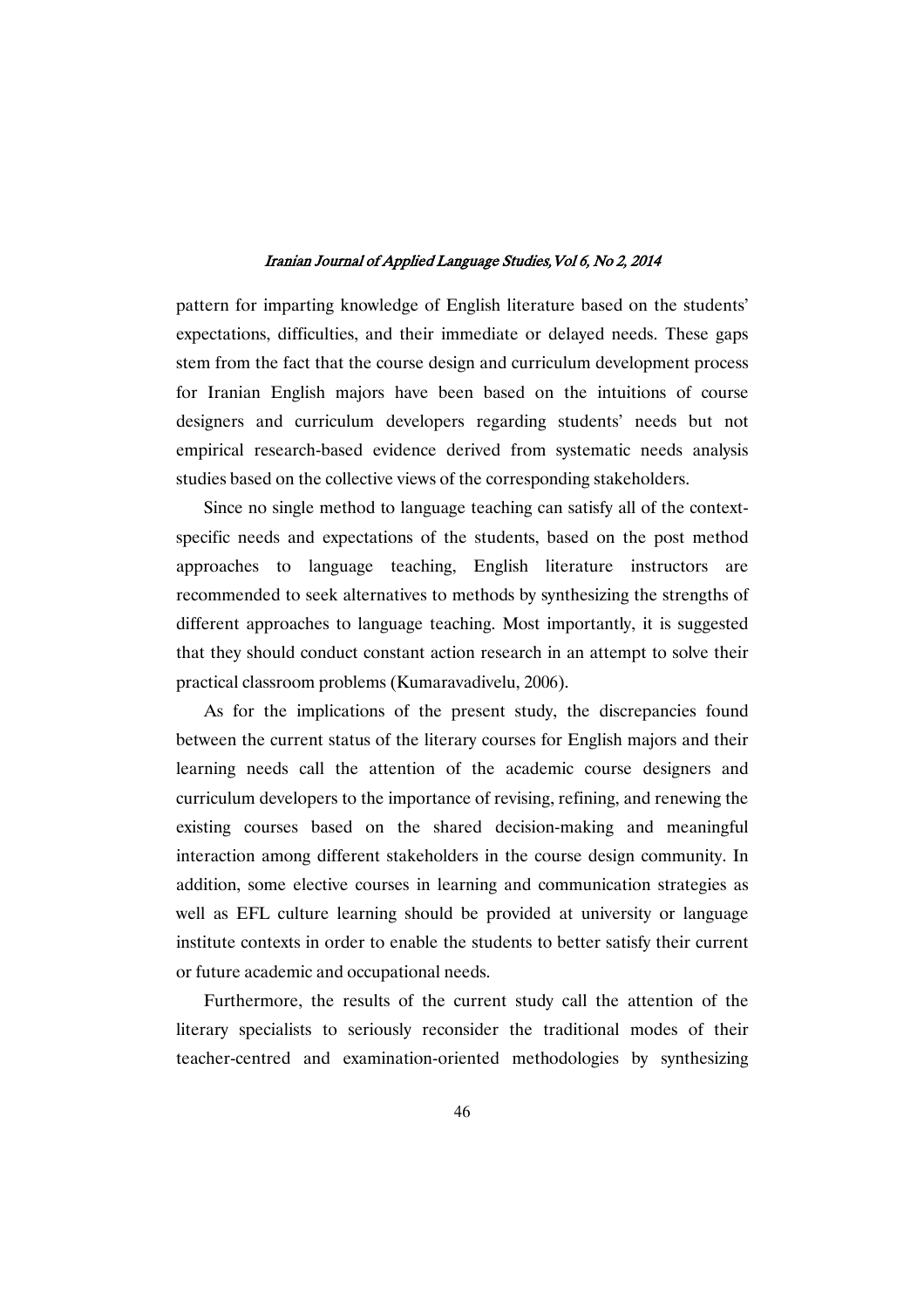pattern for imparting knowledge of English literature based on the students' expectations, difficulties, and their immediate or delayed needs. These gaps stem from the fact that the course design and curriculum development process for Iranian English majors have been based on the intuitions of course designers and curriculum developers regarding students' needs but not empirical research-based evidence derived from systematic needs analysis studies based on the collective views of the corresponding stakeholders.

Since no single method to language teaching can satisfy all of the context-specific needs and expectations of the students, based on the post method approaches to language teaching, English literature instructors are recommended to seek alternatives to methods by synthesizing the strengths of different approaches to language teaching. Most importantly, it is suggested that they should conduct constant action research in an attempt to solve their practical classroom problems (Kumaravadivelu, 2006).

As for the implications of the present study, the discrepancies found between the current status of the literary courses for English majors and their learning needs call the attention of the academic course designers and curriculum developers to the importance of revising, refining, and renewing the existing courses based on the shared decision-making and meaningful interaction among different stakeholders in the course design community. In addition, some elective courses in learning and communication strategies as well as EFL culture learning should be provided at university or language institute contexts in order to enable the students to better satisfy their current or future academic and occupational needs.

Furthermore, the results of the current study call the attention of the literary specialists to seriously reconsider the traditional modes of their teacher-centred and examination-oriented methodologies by synthesizing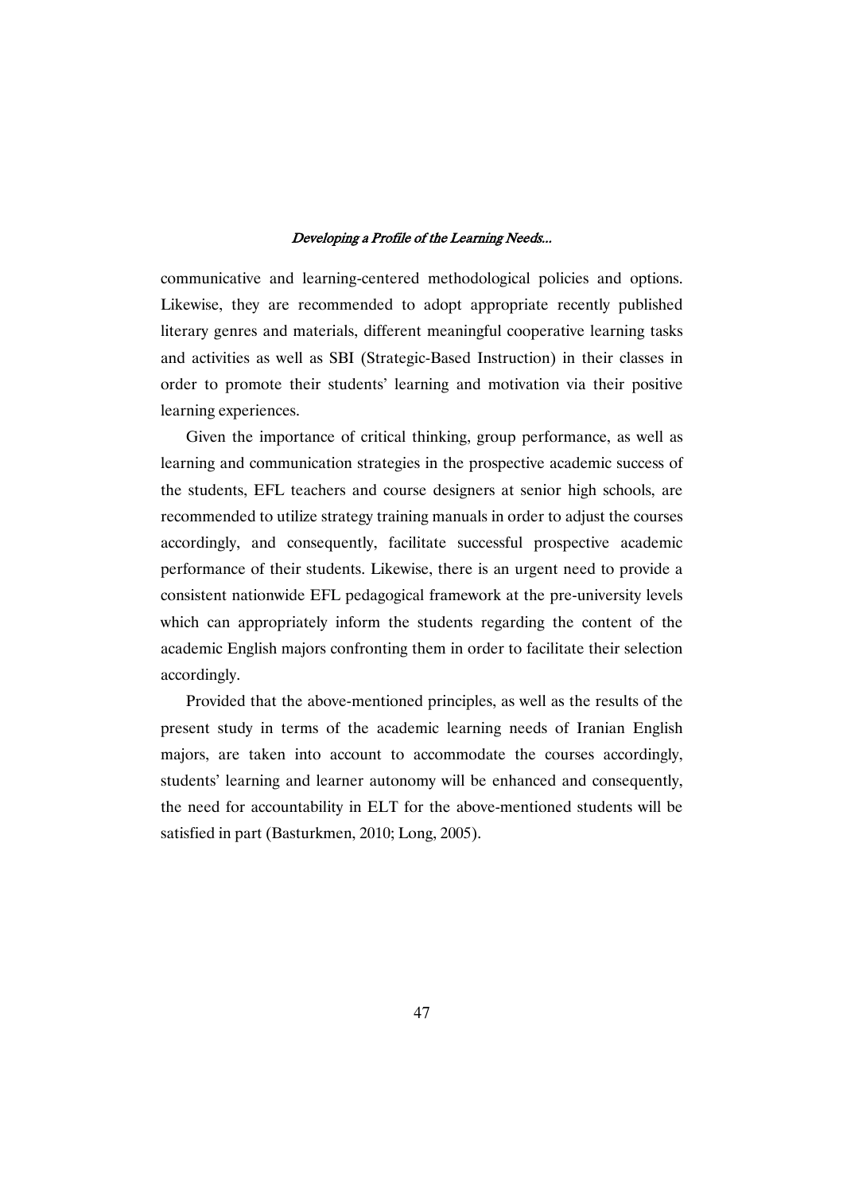communicative and learning-centered methodological policies and options. Likewise, they are recommended to adopt appropriate recently published literary genres and materials, different meaningful cooperative learning tasks and activities as well as SBI (Strategic-Based Instruction) in their classes in order to promote their students' learning and motivation via their positive learning experiences.

Given the importance of critical thinking, group performance, as well as learning and communication strategies in the prospective academic success of the students, EFL teachers and course designers at senior high schools, are recommended to utilize strategy training manuals in order to adjust the courses accordingly, and consequently, facilitate successful prospective academic performance of their students. Likewise, there is an urgent need to provide a consistent nationwide EFL pedagogical framework at the pre-university levels which can appropriately inform the students regarding the content of the academic English majors confronting them in order to facilitate their selection accordingly.

Provided that the above-mentioned principles, as well as the results of the present study in terms of the academic learning needs of Iranian English majors, are taken into account to accommodate the courses accordingly, students' learning and learner autonomy will be enhanced and consequently, the need for accountability in ELT for the above-mentioned students will be satisfied in part (Basturkmen, 2010; Long, 2005).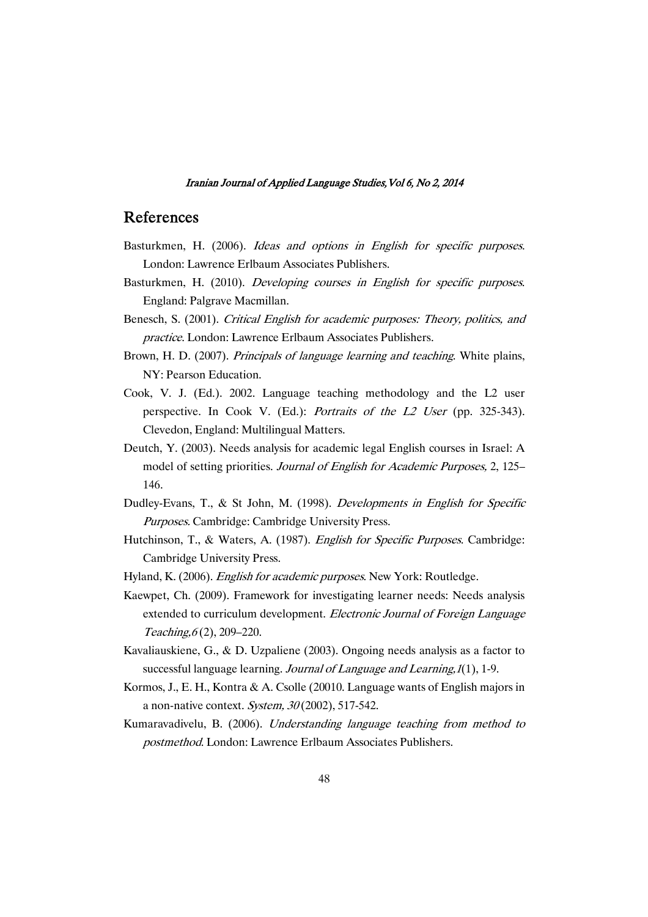## References

Basturkmen, H. (2006). *Ideas and options in English for specific purposes*. London: Lawrence Erlbaum Associates Publishers.

Basturkmen, H. (2010). *Developing courses in English for specific purposes*. England: Palgrave Macmillan.

Benesch, S. (2001). *Critical English for academic purposes: Theory, politics, and practice*. London: Lawrence Erlbaum Associates Publishers.

Brown, H. D. (2007). *Principals of language learning and teaching*. White plains, NY: Pearson Education.

Cook, V. J. (Ed.). 2002. Language teaching methodology and the L2 user perspective. In Cook V. (Ed.): *Portraits of the L2 User* (pp. 325-343). Clevedon, England: Multilingual Matters.

Deutch, Y. (2003). Needs analysis for academic legal English courses in Israel: A model of setting priorities. *Journal of English for Academic Purposes,* 2, 125–146.

Dudley-Evans, T., & St John, M. (1998). *Developments in English for Specific Purposes*. Cambridge: Cambridge University Press.

Hutchinson, T., & Waters, A. (1987). *English for Specific Purposes*. Cambridge: Cambridge University Press.

Hyland, K. (2006). *English for academic purposes*. New York: Routledge.

Kaewpet, Ch. (2009). Framework for investigating learner needs: Needs analysis extended to curriculum development. *Electronic Journal of Foreign Language Teaching,6* (2), 209–220.

Kavaliauskiene, G., & D. Uzpaliene (2003). Ongoing needs analysis as a factor to successful language learning. *Journal of Language and Learning,1*(1), 1-9.

Kormos, J., E. H., Kontra & A. Csolle (20010. Language wants of English majors in a non-native context. *System, 30* (2002), 517-542.

Kumaravadivelu, B. (2006). *Understanding language teaching from method to postmethod*. London: Lawrence Erlbaum Associates Publishers.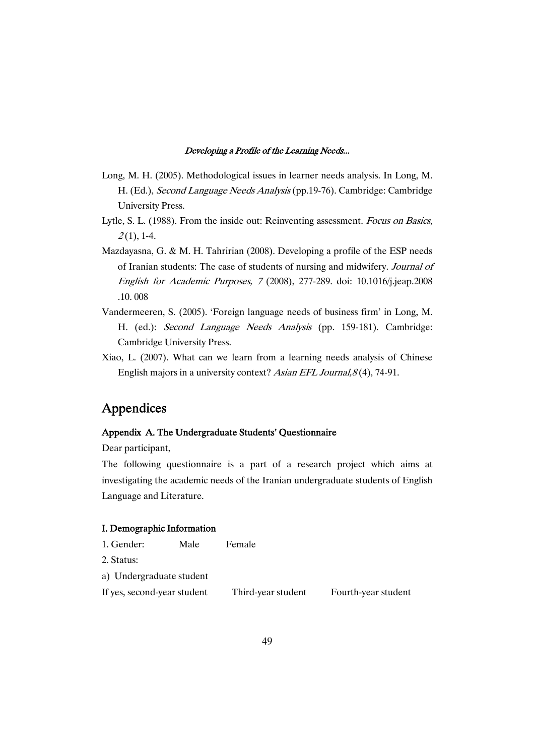Long, M. H. (2005). Methodological issues in learner needs analysis. In Long, M. H. (Ed.), *Second Language Needs Analysis* (pp.19-76). Cambridge: Cambridge University Press.

Lytle, S. L. (1988). From the inside out: Reinventing assessment. *Focus on Basics, 2* (1), 1-4.

Mazdayasna, G. & M. H. Tahririan (2008). Developing a profile of the ESP needs of Iranian students: The case of students of nursing and midwifery. *Journal of English for Academic Purposes, 7* (2008), 277-289. doi: 10.1016/j.jeap.2008 .10. 008

Vandermeeren, S. (2005). 'Foreign language needs of business firm' in Long, M. H. (ed.): *Second Language Needs Analysis* (pp. 159-181). Cambridge: Cambridge University Press.

Xiao, L. (2007). What can we learn from a learning needs analysis of Chinese English majors in a university context? *Asian EFL Journal,8* (4), 74-91.

# Appendices

### Appendix A. The Undergraduate Students' Questionnaire

Dear participant,

The following questionnaire is a part of a research project which aims at investigating the academic needs of the Iranian undergraduate students of English Language and Literature.

### I. Demographic Information

1. Gender: Male Female

2. Status:

a) Undergraduate student

If yes, second-year student Third-year student Fourth-year student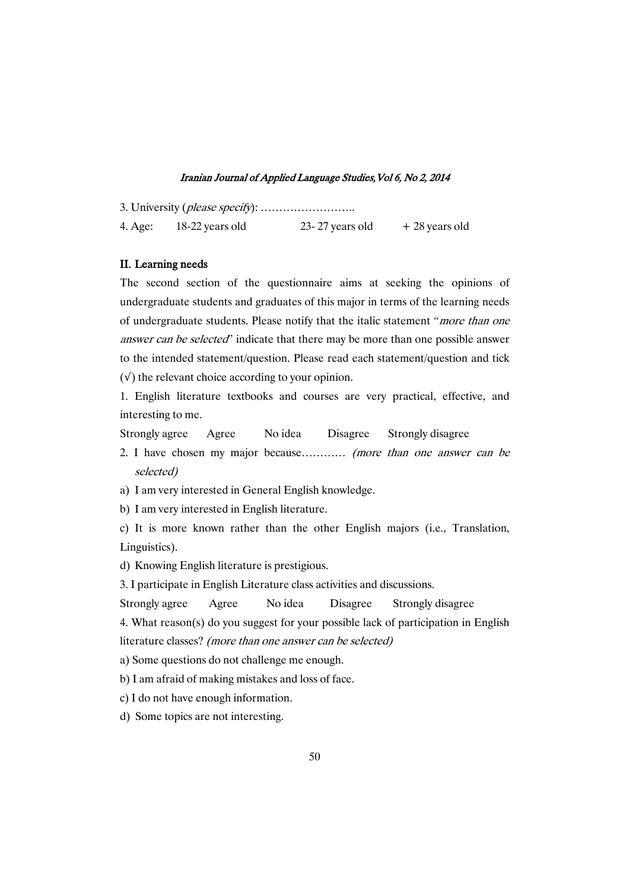3. University (*please specify*): ……………………..

4. Age: 18-22 years old 23- 27 years old + 28 years old

**II. Learning needs**

The second section of the questionnaire aims at seeking the opinions of undergraduate students and graduates of this major in terms of the learning needs of undergraduate students. Please notify that the italic statement "*more than one answer can be selected*" indicate that there may be more than one possible answer to the intended statement/question. Please read each statement/question and tick (√) the relevant choice according to your opinion.

1. English literature textbooks and courses are very practical, effective, and interesting to me.

Strongly agree Agree No idea Disagree Strongly disagree

2. I have chosen my major because………… *(more than one answer can be selected)*

a) I am very interested in General English knowledge.

b) I am very interested in English literature.

c) It is more known rather than the other English majors (i.e., Translation, Linguistics).

d) Knowing English literature is prestigious.

3. I participate in English Literature class activities and discussions.

Strongly agree Agree No idea Disagree Strongly disagree

4. What reason(s) do you suggest for your possible lack of participation in English literature classes? *(more than one answer can be selected)*

a) Some questions do not challenge me enough.

b) I am afraid of making mistakes and loss of face.

c) I do not have enough information.

d) Some topics are not interesting.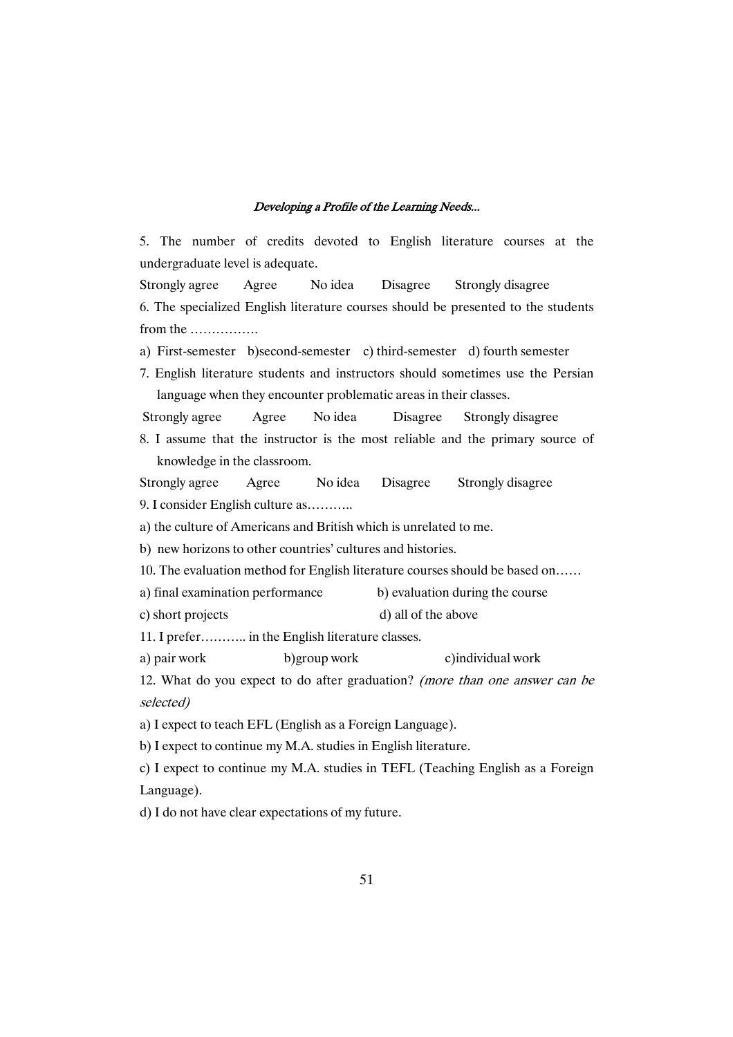5. The number of credits devoted to English literature courses at the undergraduate level is adequate.

Strongly agree  Agree  No idea  Disagree  Strongly disagree

6. The specialized English literature courses should be presented to the students from the …………….

a) First-semester  b)second-semester  c) third-semester  d) fourth semester

7. English literature students and instructors should sometimes use the Persian language when they encounter problematic areas in their classes.

Strongly agree  Agree  No idea  Disagree  Strongly disagree

8. I assume that the instructor is the most reliable and the primary source of knowledge in the classroom.

Strongly agree  Agree  No idea  Disagree  Strongly disagree

9. I consider English culture as………..

a) the culture of Americans and British which is unrelated to me.

b) new horizons to other countries' cultures and histories.

10. The evaluation method for English literature courses should be based on……

a) final examination performance  b) evaluation during the course

c) short projects  d) all of the above

11. I prefer……….. in the English literature classes.

a) pair work  b)group work  c)individual work

12. What do you expect to do after graduation? *(more than one answer can be selected)*

a) I expect to teach EFL (English as a Foreign Language).

b) I expect to continue my M.A. studies in English literature.

c) I expect to continue my M.A. studies in TEFL (Teaching English as a Foreign Language).

d) I do not have clear expectations of my future.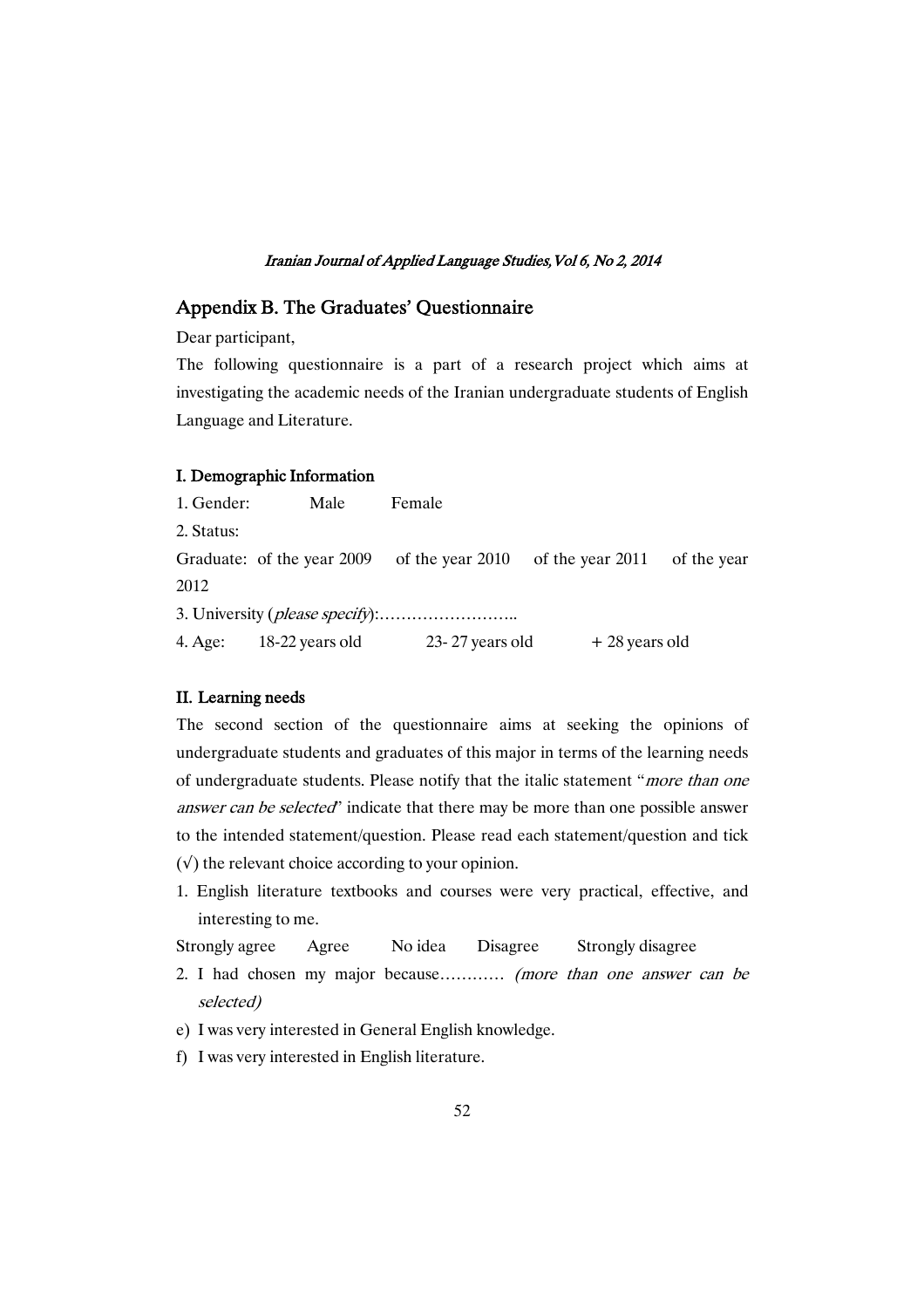## Appendix B. The Graduates' Questionnaire

Dear participant,

The following questionnaire is a part of a research project which aims at investigating the academic needs of the Iranian undergraduate students of English Language and Literature.

### I. Demographic Information

1. Gender: Male Female
2. Status:

Graduate: of the year 2009 of the year 2010 of the year 2011 of the year 2012

3. University (*please specify*):……………………..
4. Age: 18-22 years old 23- 27 years old + 28 years old

### II. Learning needs

The second section of the questionnaire aims at seeking the opinions of undergraduate students and graduates of this major in terms of the learning needs of undergraduate students. Please notify that the italic statement "*more than one answer can be selected*" indicate that there may be more than one possible answer to the intended statement/question. Please read each statement/question and tick (√) the relevant choice according to your opinion.

1. English literature textbooks and courses were very practical, effective, and interesting to me.

Strongly agree Agree No idea Disagree Strongly disagree

2. I had chosen my major because………… *(more than one answer can be selected)*

e) I was very interested in General English knowledge.

f) I was very interested in English literature.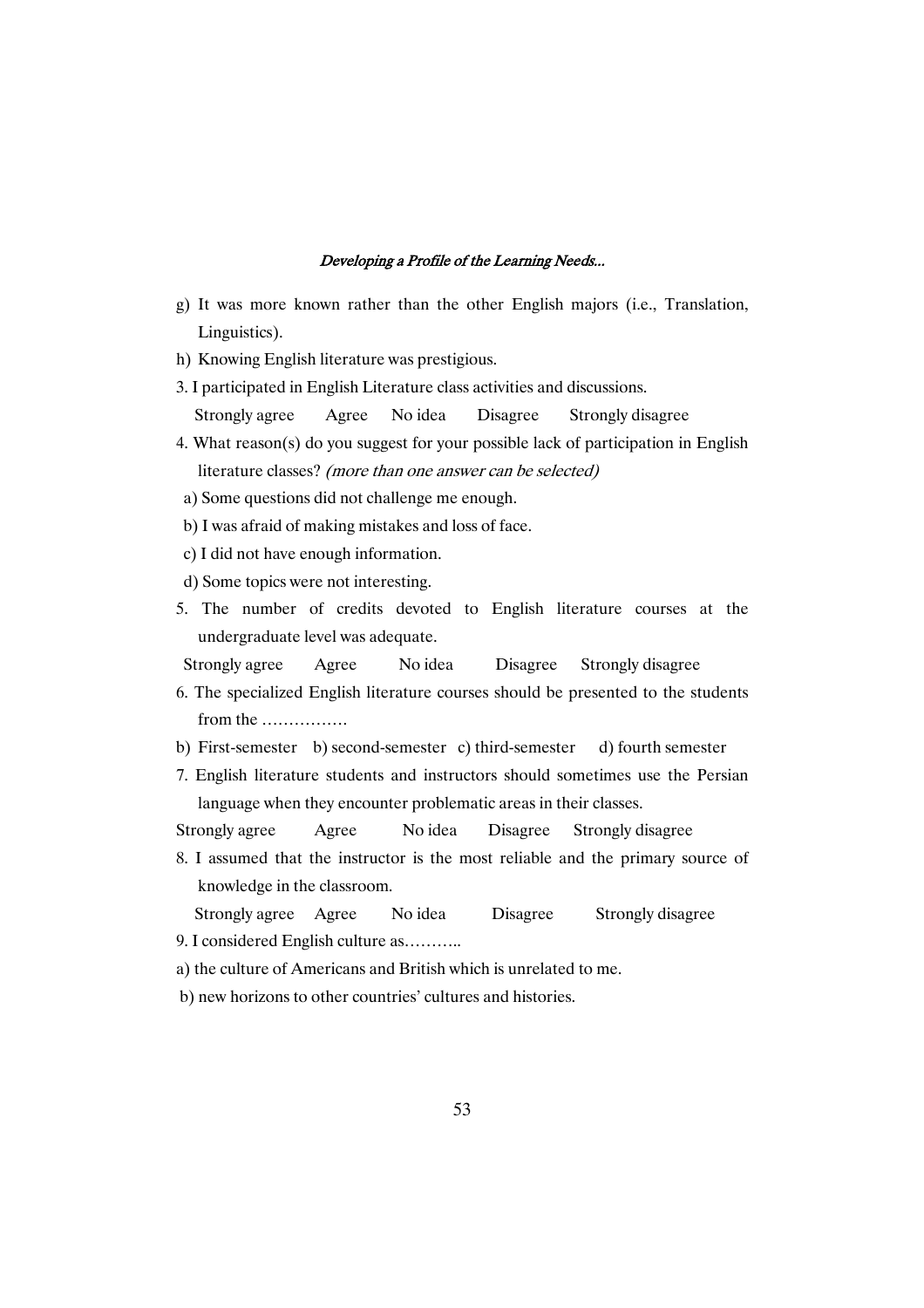g) It was more known rather than the other English majors (i.e., Translation, Linguistics).

h) Knowing English literature was prestigious.

3. I participated in English Literature class activities and discussions.

   Strongly agree    Agree    No idea    Disagree    Strongly disagree

4. What reason(s) do you suggest for your possible lack of participation in English literature classes? *(more than one answer can be selected)*

   a) Some questions did not challenge me enough.

   b) I was afraid of making mistakes and loss of face.

   c) I did not have enough information.

   d) Some topics were not interesting.

5. The number of credits devoted to English literature courses at the undergraduate level was adequate.

   Strongly agree    Agree    No idea    Disagree    Strongly disagree

6. The specialized English literature courses should be presented to the students from the …………….

   b) First-semester    b) second-semester    c) third-semester    d) fourth semester

7. English literature students and instructors should sometimes use the Persian language when they encounter problematic areas in their classes.

   Strongly agree    Agree    No idea    Disagree    Strongly disagree

8. I assumed that the instructor is the most reliable and the primary source of knowledge in the classroom.

   Strongly agree    Agree    No idea    Disagree    Strongly disagree

9. I considered English culture as………..

   a) the culture of Americans and British which is unrelated to me.

   b) new horizons to other countries' cultures and histories.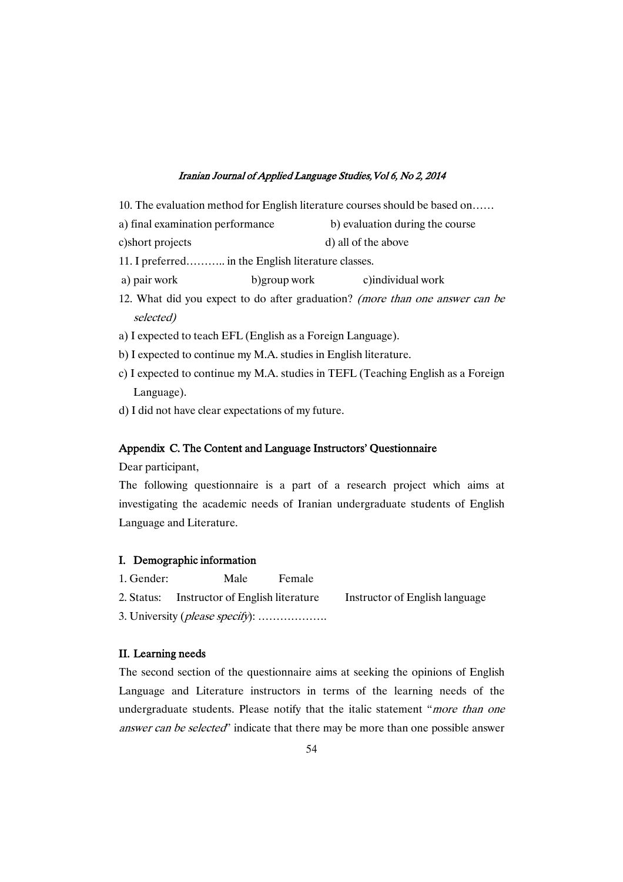10. The evaluation method for English literature courses should be based on……

a) final examination performance b) evaluation during the course

c)short projects d) all of the above

11. I preferred……….. in the English literature classes.

a) pair work b)group work c)individual work

12. What did you expect to do after graduation? *(more than one answer can be selected)*

a) I expected to teach EFL (English as a Foreign Language).

b) I expected to continue my M.A. studies in English literature.

c) I expected to continue my M.A. studies in TEFL (Teaching English as a Foreign Language).

d) I did not have clear expectations of my future.

### Appendix C. The Content and Language Instructors' Questionnaire

Dear participant,

The following questionnaire is a part of a research project which aims at investigating the academic needs of Iranian undergraduate students of English Language and Literature.

#### I. Demographic information

1. Gender: Male Female
2. Status: Instructor of English literature Instructor of English language
3. University (*please specify*): ……………….

#### II. Learning needs

The second section of the questionnaire aims at seeking the opinions of English Language and Literature instructors in terms of the learning needs of the undergraduate students. Please notify that the italic statement "*more than one answer can be selected*" indicate that there may be more than one possible answer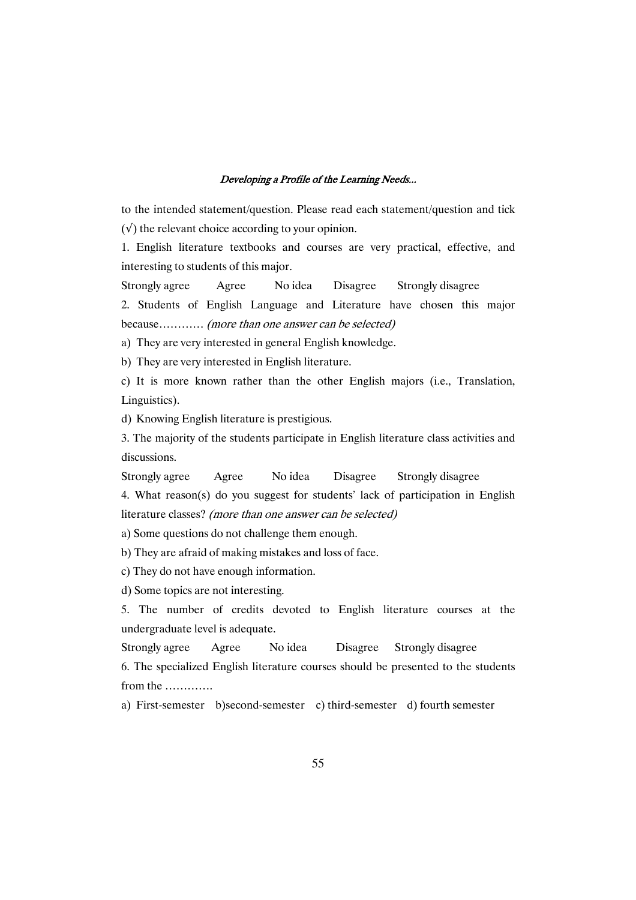to the intended statement/question. Please read each statement/question and tick (√) the relevant choice according to your opinion.

1. English literature textbooks and courses are very practical, effective, and interesting to students of this major.

Strongly agree    Agree    No idea    Disagree    Strongly disagree

2. Students of English Language and Literature have chosen this major because………… *(more than one answer can be selected)*

a) They are very interested in general English knowledge.

b) They are very interested in English literature.

c) It is more known rather than the other English majors (i.e., Translation, Linguistics).

d) Knowing English literature is prestigious.

3. The majority of the students participate in English literature class activities and discussions.

Strongly agree    Agree    No idea    Disagree    Strongly disagree

4. What reason(s) do you suggest for students' lack of participation in English literature classes? *(more than one answer can be selected)*

a) Some questions do not challenge them enough.

b) They are afraid of making mistakes and loss of face.

c) They do not have enough information.

d) Some topics are not interesting.

5. The number of credits devoted to English literature courses at the undergraduate level is adequate.

Strongly agree    Agree    No idea    Disagree    Strongly disagree

6. The specialized English literature courses should be presented to the students from the ………….

a) First-semester    b)second-semester    c) third-semester    d) fourth semester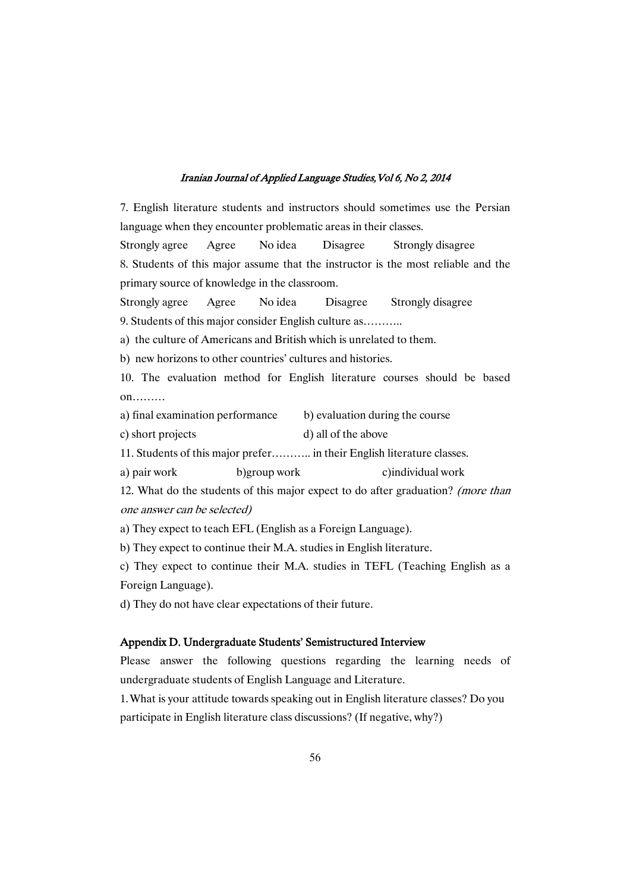7. English literature students and instructors should sometimes use the Persian language when they encounter problematic areas in their classes.

Strongly agree  Agree  No idea  Disagree  Strongly disagree

8. Students of this major assume that the instructor is the most reliable and the primary source of knowledge in the classroom.

Strongly agree  Agree  No idea  Disagree  Strongly disagree

9. Students of this major consider English culture as………..

a) the culture of Americans and British which is unrelated to them.

b) new horizons to other countries' cultures and histories.

10. The evaluation method for English literature courses should be based on………

a) final examination performance  b) evaluation during the course

c) short projects  d) all of the above

11. Students of this major prefer……….. in their English literature classes.

a) pair work  b)group work  c)individual work

12. What do the students of this major expect to do after graduation? *(more than one answer can be selected)*

a) They expect to teach EFL (English as a Foreign Language).

b) They expect to continue their M.A. studies in English literature.

c) They expect to continue their M.A. studies in TEFL (Teaching English as a Foreign Language).

d) They do not have clear expectations of their future.

## Appendix D. Undergraduate Students' Semistructured Interview

Please answer the following questions regarding the learning needs of undergraduate students of English Language and Literature.

1. What is your attitude towards speaking out in English literature classes? Do you participate in English literature class discussions? (If negative, why?)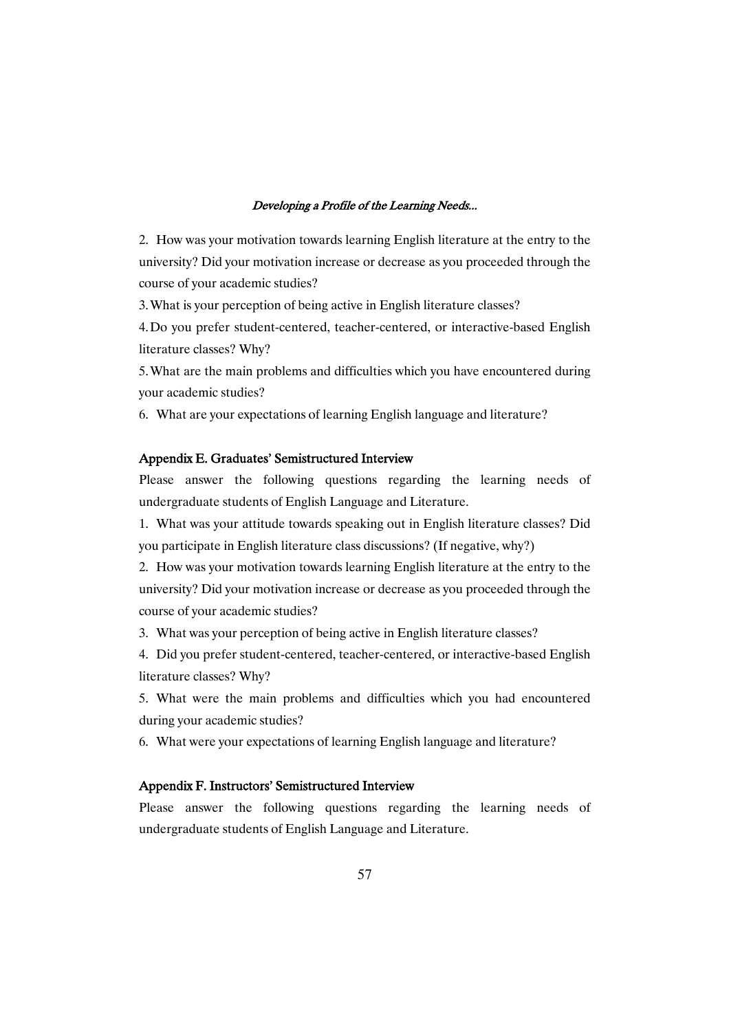2. How was your motivation towards learning English literature at the entry to the university? Did your motivation increase or decrease as you proceeded through the course of your academic studies?

3. What is your perception of being active in English literature classes?

4. Do you prefer student-centered, teacher-centered, or interactive-based English literature classes? Why?

5. What are the main problems and difficulties which you have encountered during your academic studies?

6. What are your expectations of learning English language and literature?

### Appendix E. Graduates' Semistructured Interview

Please answer the following questions regarding the learning needs of undergraduate students of English Language and Literature.

1. What was your attitude towards speaking out in English literature classes? Did you participate in English literature class discussions? (If negative, why?)

2. How was your motivation towards learning English literature at the entry to the university? Did your motivation increase or decrease as you proceeded through the course of your academic studies?

3. What was your perception of being active in English literature classes?

4. Did you prefer student-centered, teacher-centered, or interactive-based English literature classes? Why?

5. What were the main problems and difficulties which you had encountered during your academic studies?

6. What were your expectations of learning English language and literature?

### Appendix F. Instructors' Semistructured Interview

Please answer the following questions regarding the learning needs of undergraduate students of English Language and Literature.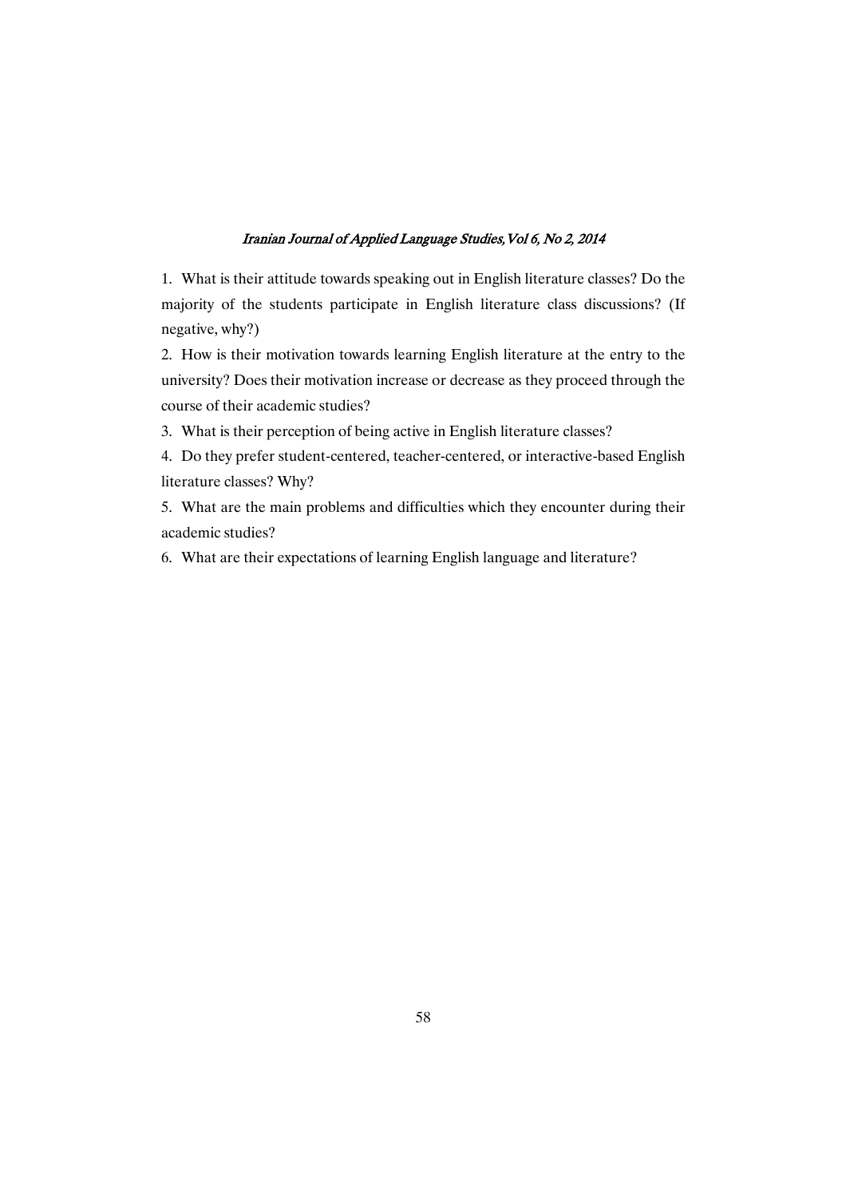1. What is their attitude towards speaking out in English literature classes? Do the majority of the students participate in English literature class discussions? (If negative, why?)
2. How is their motivation towards learning English literature at the entry to the university? Does their motivation increase or decrease as they proceed through the course of their academic studies?
3. What is their perception of being active in English literature classes?
4. Do they prefer student-centered, teacher-centered, or interactive-based English literature classes? Why?
5. What are the main problems and difficulties which they encounter during their academic studies?
6. What are their expectations of learning English language and literature?